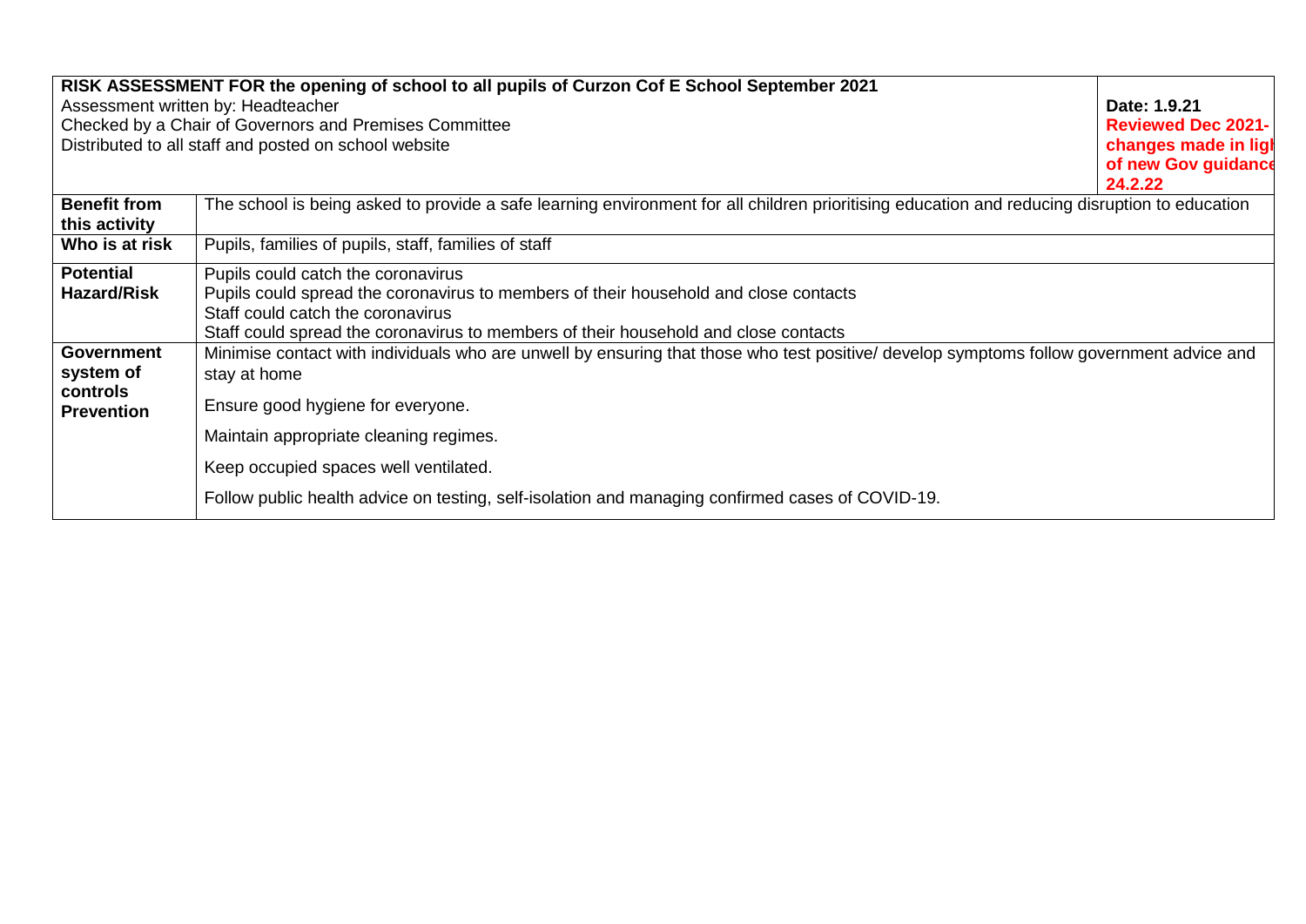| | | |
|---|---|---|
| **RISK ASSESSMENT FOR the opening of school to all pupils of Curzon Cof E School September 2021**<br>Assessment written by: Headteacher<br>Checked by a Chair of Governors and Premises Committee<br>Distributed to all staff and posted on school website | | **Date: 1.9.21**<br>**Reviewed Dec 2021- changes made in ligh of new Gov guidance 24.2.22** |
| **Benefit from this activity** | The school is being asked to provide a safe learning environment for all children prioritising education and reducing disruption to education | |
| **Who is at risk** | Pupils, families of pupils, staff, families of staff | |
| **Potential Hazard/Risk** | Pupils could catch the coronavirus<br>Pupils could spread the coronavirus to members of their household and close contacts<br>Staff could catch the coronavirus<br>Staff could spread the coronavirus to members of their household and close contacts | |
| **Government system of controls Prevention** | Minimise contact with individuals who are unwell by ensuring that those who test positive/ develop symptoms follow government advice and stay at home<br>Ensure good hygiene for everyone.<br>Maintain appropriate cleaning regimes.<br>Keep occupied spaces well ventilated.<br>Follow public health advice on testing, self-isolation and managing confirmed cases of COVID-19. | |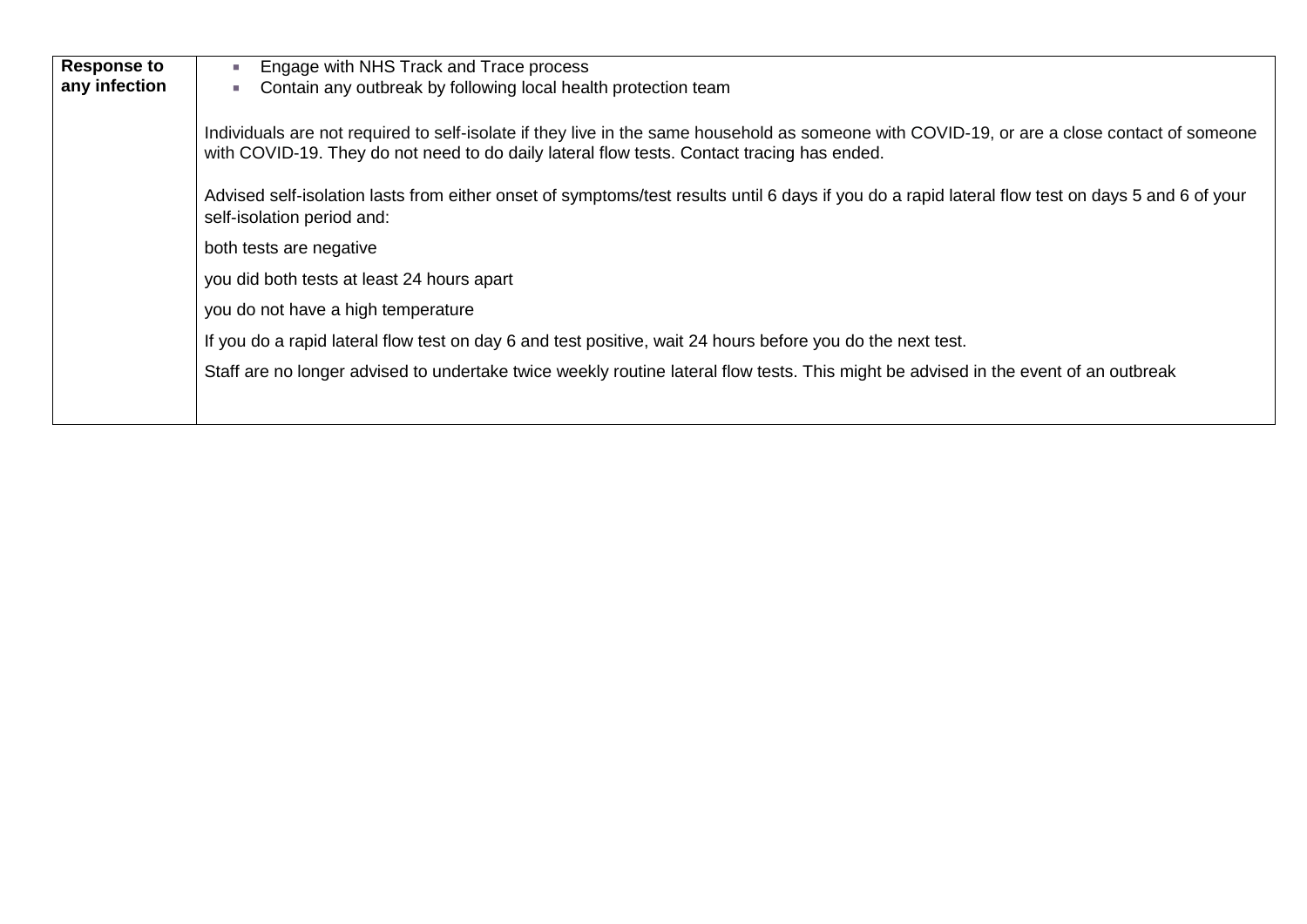| | |
|---|---|
| **Response to any infection** | - Engage with NHS Track and Trace process<br>- Contain any outbreak by following local health protection team<br><br>Individuals are not required to self-isolate if they live in the same household as someone with COVID-19, or are a close contact of someone with COVID-19. They do not need to do daily lateral flow tests. Contact tracing has ended.<br><br>Advised self-isolation lasts from either onset of symptoms/test results until 6 days if you do a rapid lateral flow test on days 5 and 6 of your self-isolation period and:<br><br>both tests are negative<br><br>you did both tests at least 24 hours apart<br><br>you do not have a high temperature<br><br>If you do a rapid lateral flow test on day 6 and test positive, wait 24 hours before you do the next test.<br><br>Staff are no longer advised to undertake twice weekly routine lateral flow tests. This might be advised in the event of an outbreak |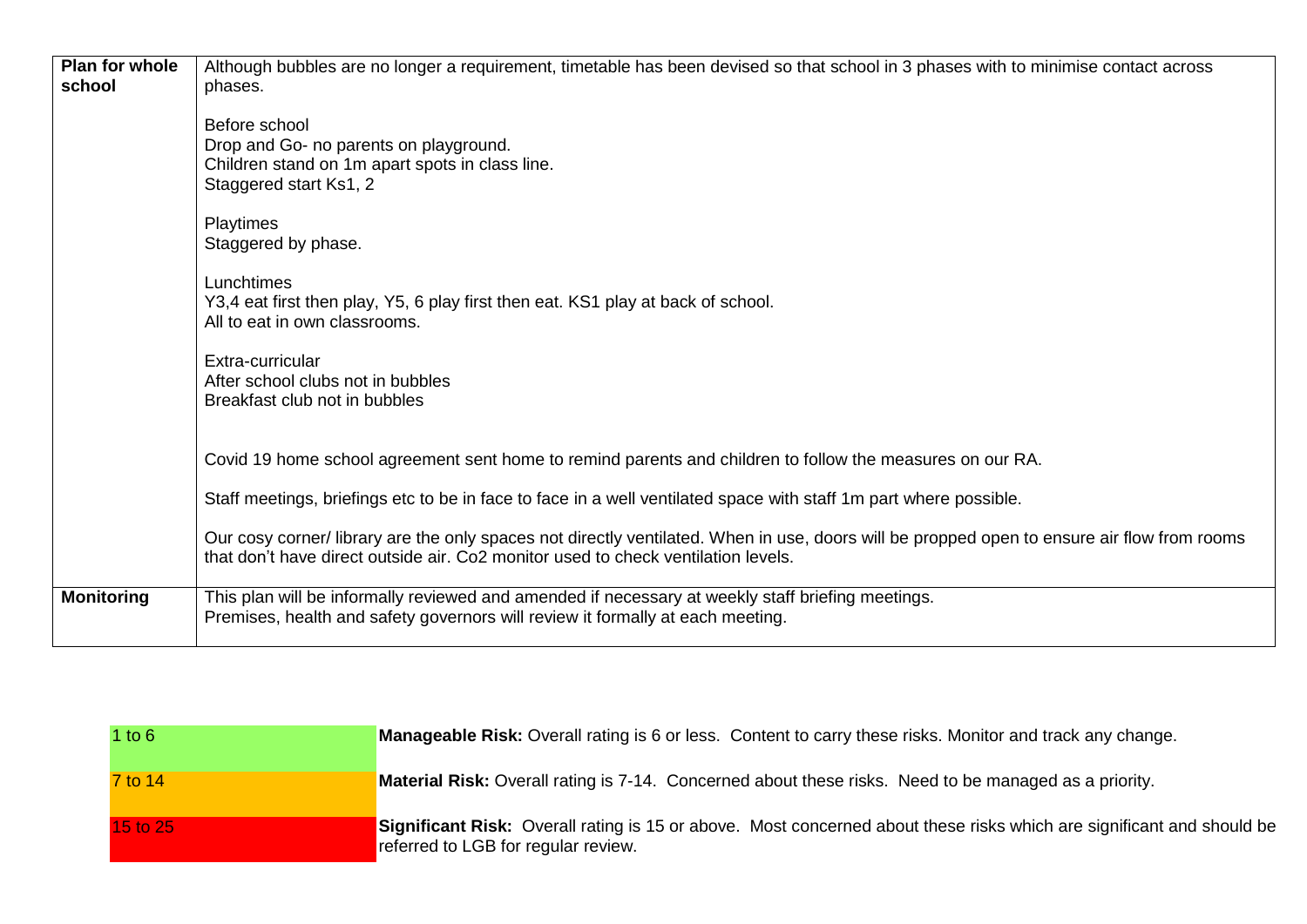| | |
|---|---|
| **Plan for whole school** | Although bubbles are no longer a requirement, timetable has been devised so that school in 3 phases with to minimise contact across phases.<br><br>Before school<br>Drop and Go- no parents on playground.<br>Children stand on 1m apart spots in class line.<br>Staggered start Ks1, 2<br><br>Playtimes<br>Staggered by phase.<br><br>Lunchtimes<br>Y3,4 eat first then play, Y5, 6 play first then eat. KS1 play at back of school.<br>All to eat in own classrooms.<br><br>Extra-curricular<br>After school clubs not in bubbles<br>Breakfast club not in bubbles<br><br>Covid 19 home school agreement sent home to remind parents and children to follow the measures on our RA.<br><br>Staff meetings, briefings etc to be in face to face in a well ventilated space with staff 1m part where possible.<br><br>Our cosy corner/ library are the only spaces not directly ventilated. When in use, doors will be propped open to ensure air flow from rooms that don't have direct outside air. Co2 monitor used to check ventilation levels. |
| **Monitoring** | This plan will be informally reviewed and amended if necessary at weekly staff briefing meetings.<br>Premises, health and safety governors will review it formally at each meeting. |

| | |
|---|---|
| 1 to 6 | **Manageable Risk:** Overall rating is 6 or less. Content to carry these risks. Monitor and track any change. |
| 7 to 14 | **Material Risk:** Overall rating is 7-14. Concerned about these risks. Need to be managed as a priority. |
| 15 to 25 | **Significant Risk:** Overall rating is 15 or above. Most concerned about these risks which are significant and should be referred to LGB for regular review. |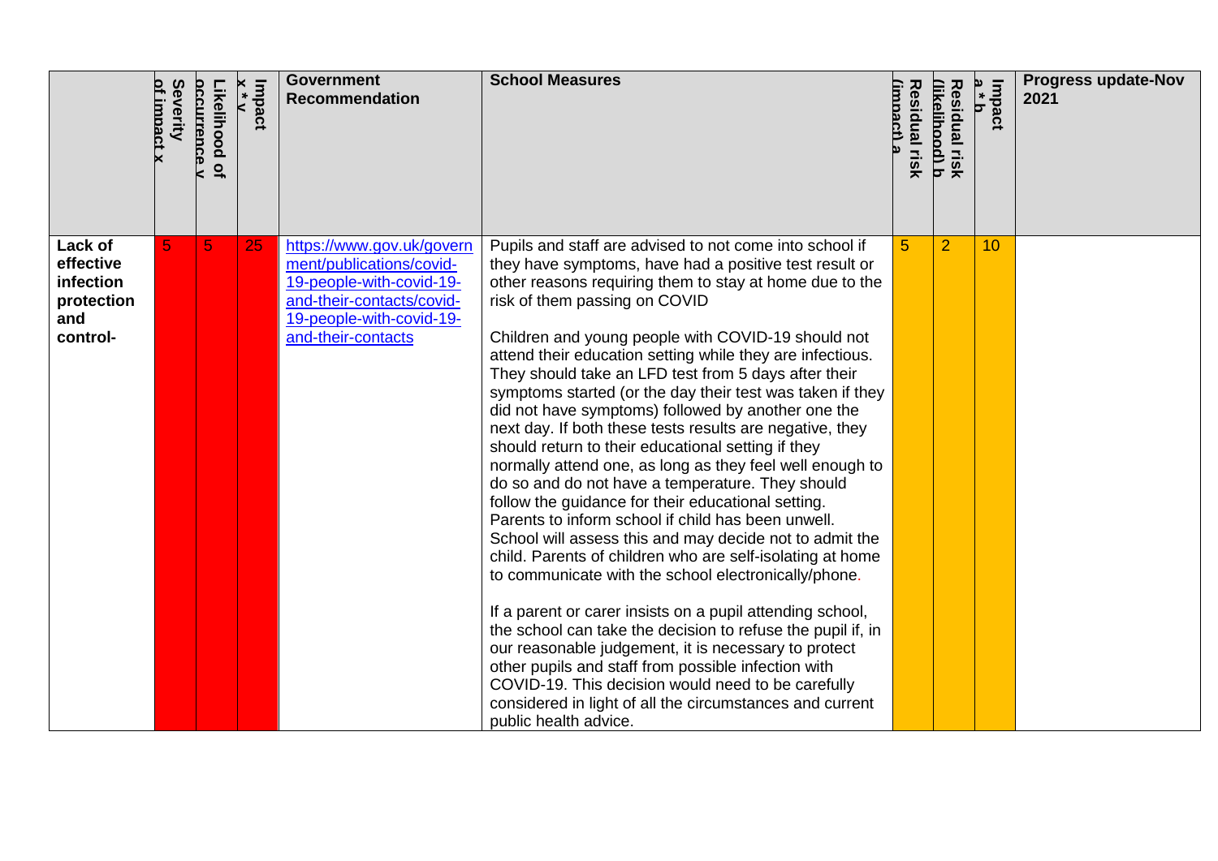| | Severity of impact x | Likelihood of occurrence y | Impact x * y | Government Recommendation | School Measures | Residual risk (impact) a | Residual risk (likelihood) b | Impact a * b | Progress update-Nov 2021 |
|---|---|---|---|---|---|---|---|---|---|
| **Lack of effective infection protection and control-** | 5 | 5 | 25 | https://www.gov.uk/government/publications/covid-19-people-with-covid-19-and-their-contacts/covid-19-people-with-covid-19-and-their-contacts | Pupils and staff are advised to not come into school if they have symptoms, have had a positive test result or other reasons requiring them to stay at home due to the risk of them passing on COVID<br><br>Children and young people with COVID-19 should not attend their education setting while they are infectious. They should take an LFD test from 5 days after their symptoms started (or the day their test was taken if they did not have symptoms) followed by another one the next day. If both these tests results are negative, they should return to their educational setting if they normally attend one, as long as they feel well enough to do so and do not have a temperature. They should follow the guidance for their educational setting. Parents to inform school if child has been unwell. School will assess this and may decide not to admit the child. Parents of children who are self-isolating at home to communicate with the school electronically/phone.<br><br>If a parent or carer insists on a pupil attending school, the school can take the decision to refuse the pupil if, in our reasonable judgement, it is necessary to protect other pupils and staff from possible infection with COVID-19. This decision would need to be carefully considered in light of all the circumstances and current public health advice. | 5 | 2 | 10 | |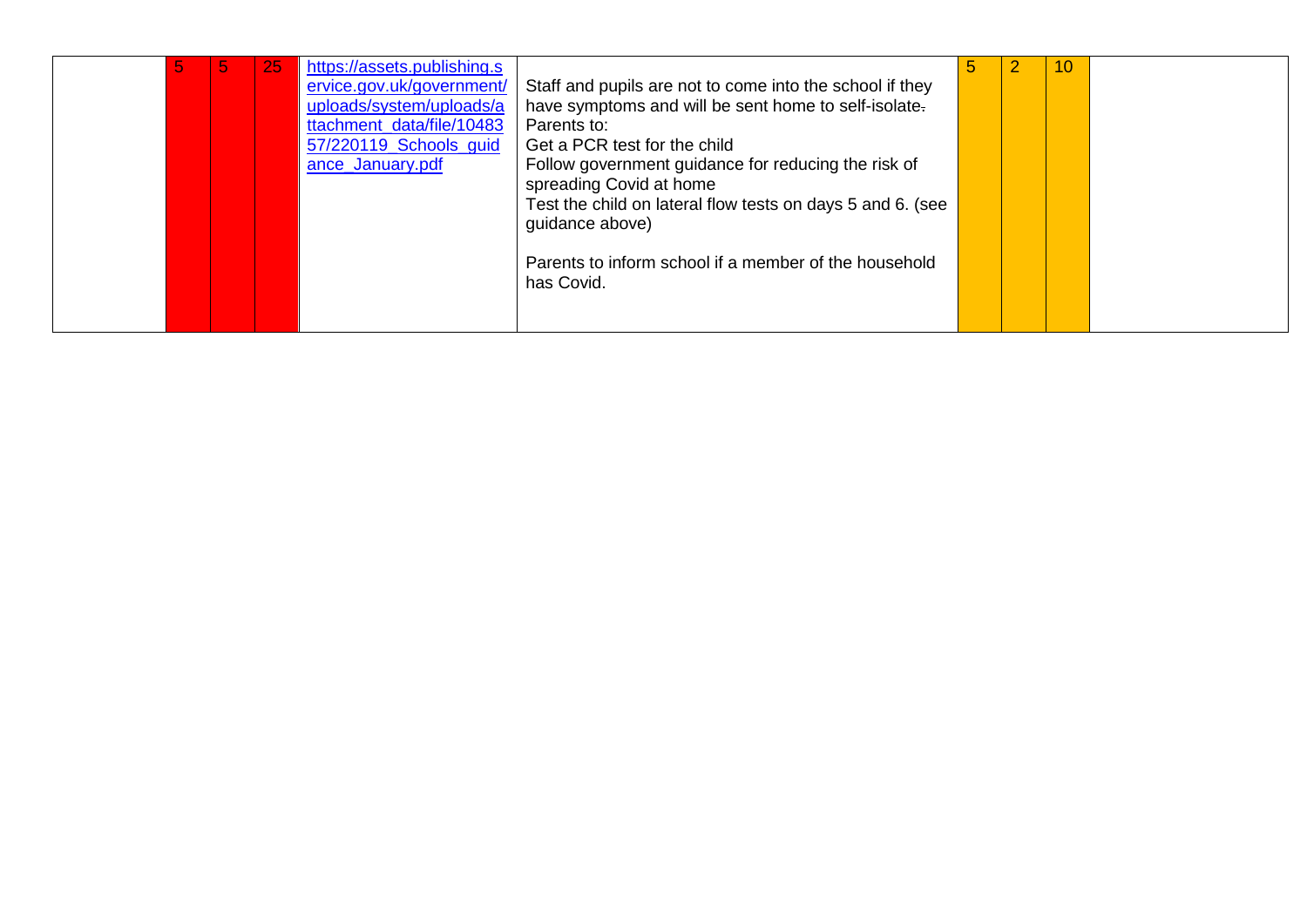| | | | | | | | | | |
|---|---|---|---|---|---|---|---|---|---|
| | 5 | 5 | 25 | https://assets.publishing.service.gov.uk/government/uploads/system/uploads/attachment_data/file/1048357/220119_Schools_guidance_January.pdf | Staff and pupils are not to come into the school if they have symptoms and will be sent home to self-isolate.<br>Parents to:<br>Get a PCR test for the child<br>Follow government guidance for reducing the risk of spreading Covid at home<br>Test the child on lateral flow tests on days 5 and 6. (see guidance above)<br><br>Parents to inform school if a member of the household has Covid. | 5 | 2 | 10 | |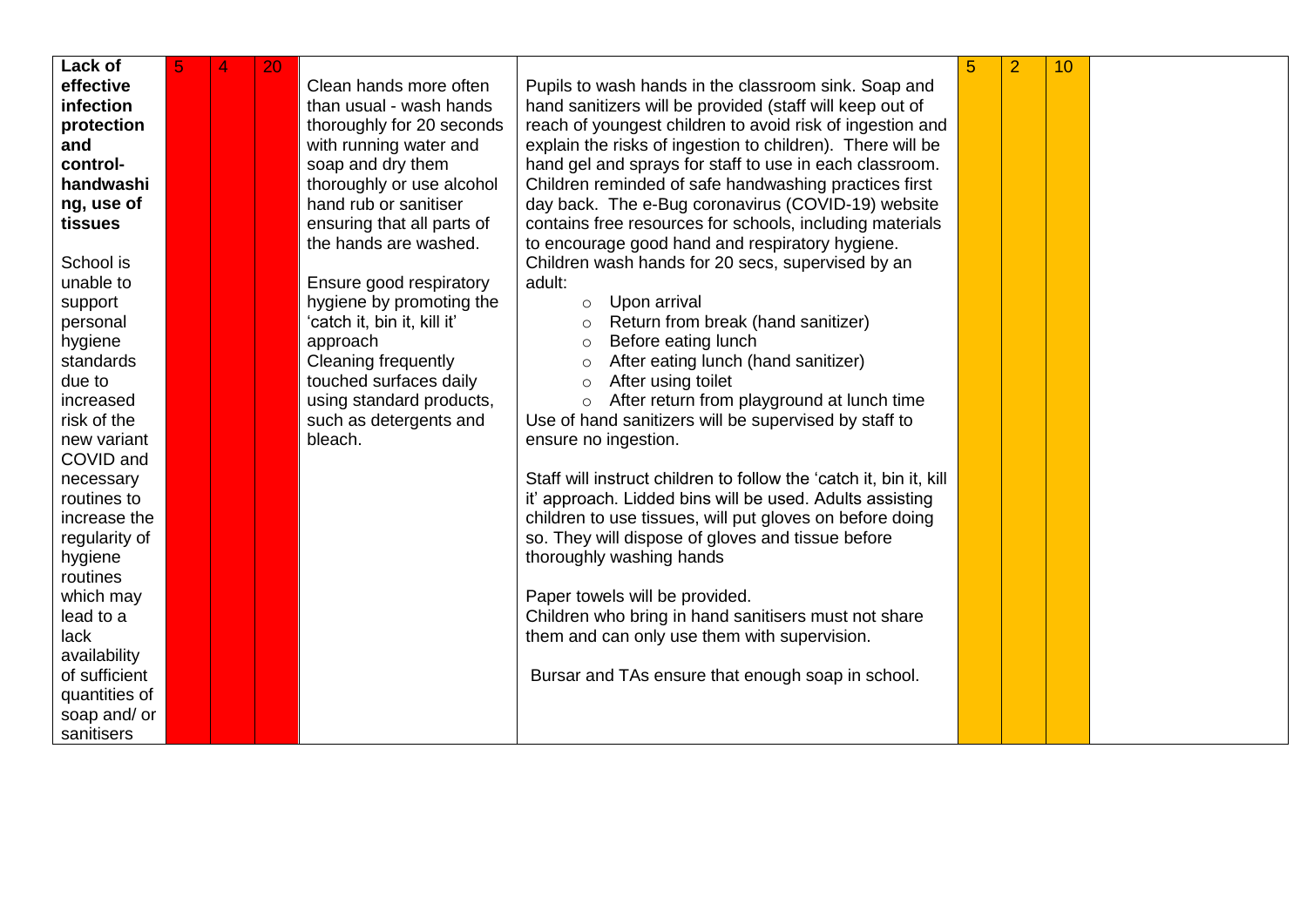| | | | | | | | | | |
|---|---|---|---|---|---|---|---|---|---|
| **Lack of effective infection protection and control- handwashing, use of tissues**<br><br>School is unable to support personal hygiene standards due to increased risk of the new variant COVID and necessary routines to increase the regularity of hygiene routines which may lead to a lack availability of sufficient quantities of soap and/ or sanitisers | 5 | 4 | 20 | Clean hands more often than usual - wash hands thoroughly for 20 seconds with running water and soap and dry them thoroughly or use alcohol hand rub or sanitiser ensuring that all parts of the hands are washed.<br><br>Ensure good respiratory hygiene by promoting the 'catch it, bin it, kill it' approach<br>Cleaning frequently touched surfaces daily using standard products, such as detergents and bleach. | Pupils to wash hands in the classroom sink. Soap and hand sanitizers will be provided (staff will keep out of reach of youngest children to avoid risk of ingestion and explain the risks of ingestion to children). There will be hand gel and sprays for staff to use in each classroom. Children reminded of safe handwashing practices first day back. The e-Bug coronavirus (COVID-19) website contains free resources for schools, including materials to encourage good hand and respiratory hygiene.<br>Children wash hands for 20 secs, supervised by an adult:<br>○ Upon arrival<br>○ Return from break (hand sanitizer)<br>○ Before eating lunch<br>○ After eating lunch (hand sanitizer)<br>○ After using toilet<br>○ After return from playground at lunch time<br>Use of hand sanitizers will be supervised by staff to ensure no ingestion.<br><br>Staff will instruct children to follow the 'catch it, bin it, kill it' approach. Lidded bins will be used. Adults assisting children to use tissues, will put gloves on before doing so. They will dispose of gloves and tissue before thoroughly washing hands<br><br>Paper towels will be provided.<br>Children who bring in hand sanitisers must not share them and can only use them with supervision.<br><br>Bursar and TAs ensure that enough soap in school. | 5 | 2 | 10 | |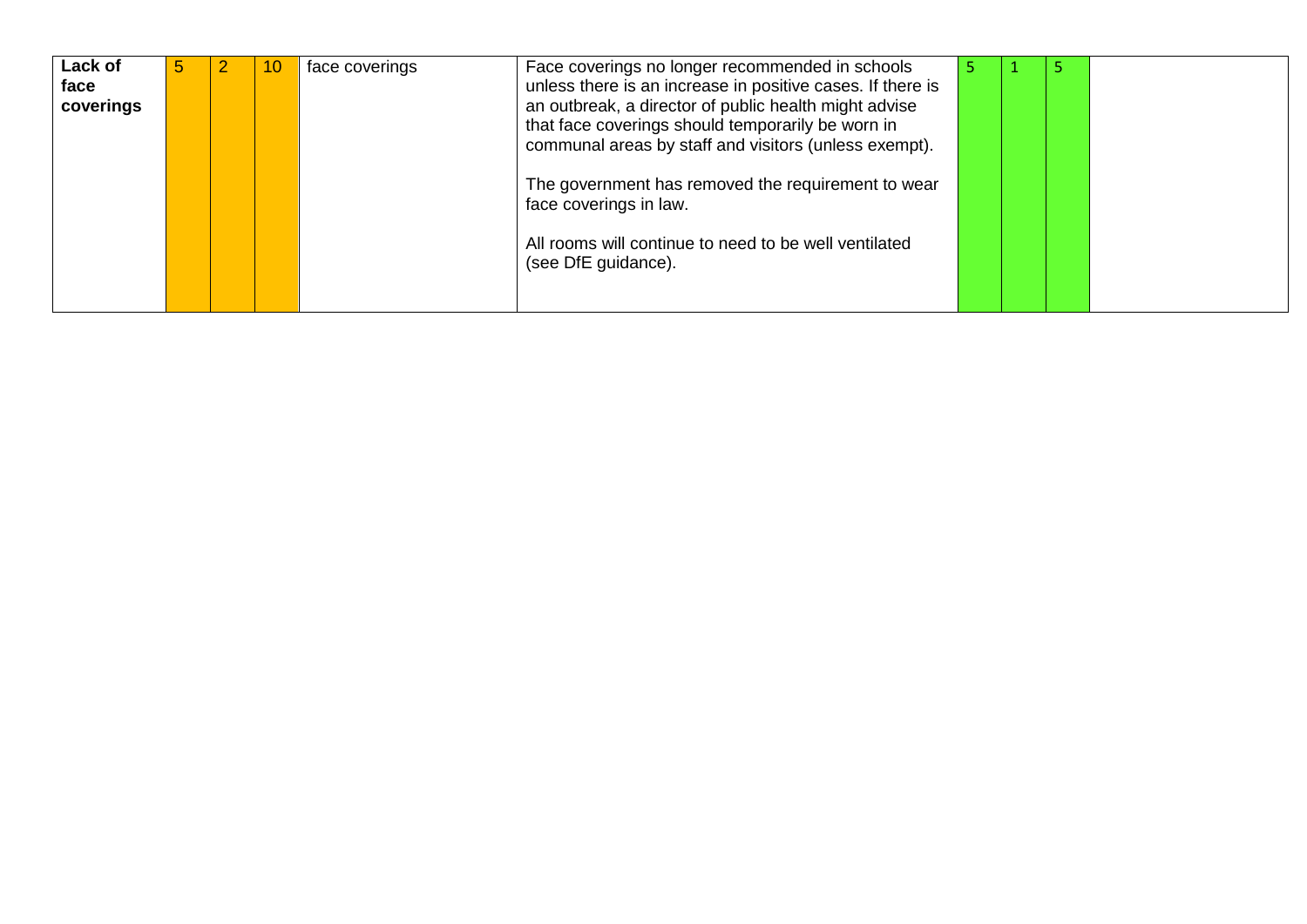| | | | | | | | | | |
|---|---|---|---|---|---|---|---|---|---|
| **Lack of face coverings** | 5 | 2 | 10 | face coverings | Face coverings no longer recommended in schools unless there is an increase in positive cases. If there is an outbreak, a director of public health might advise that face coverings should temporarily be worn in communal areas by staff and visitors (unless exempt).<br><br>The government has removed the requirement to wear face coverings in law.<br><br>All rooms will continue to need to be well ventilated (see DfE guidance). | 5 | 1 | 5 | |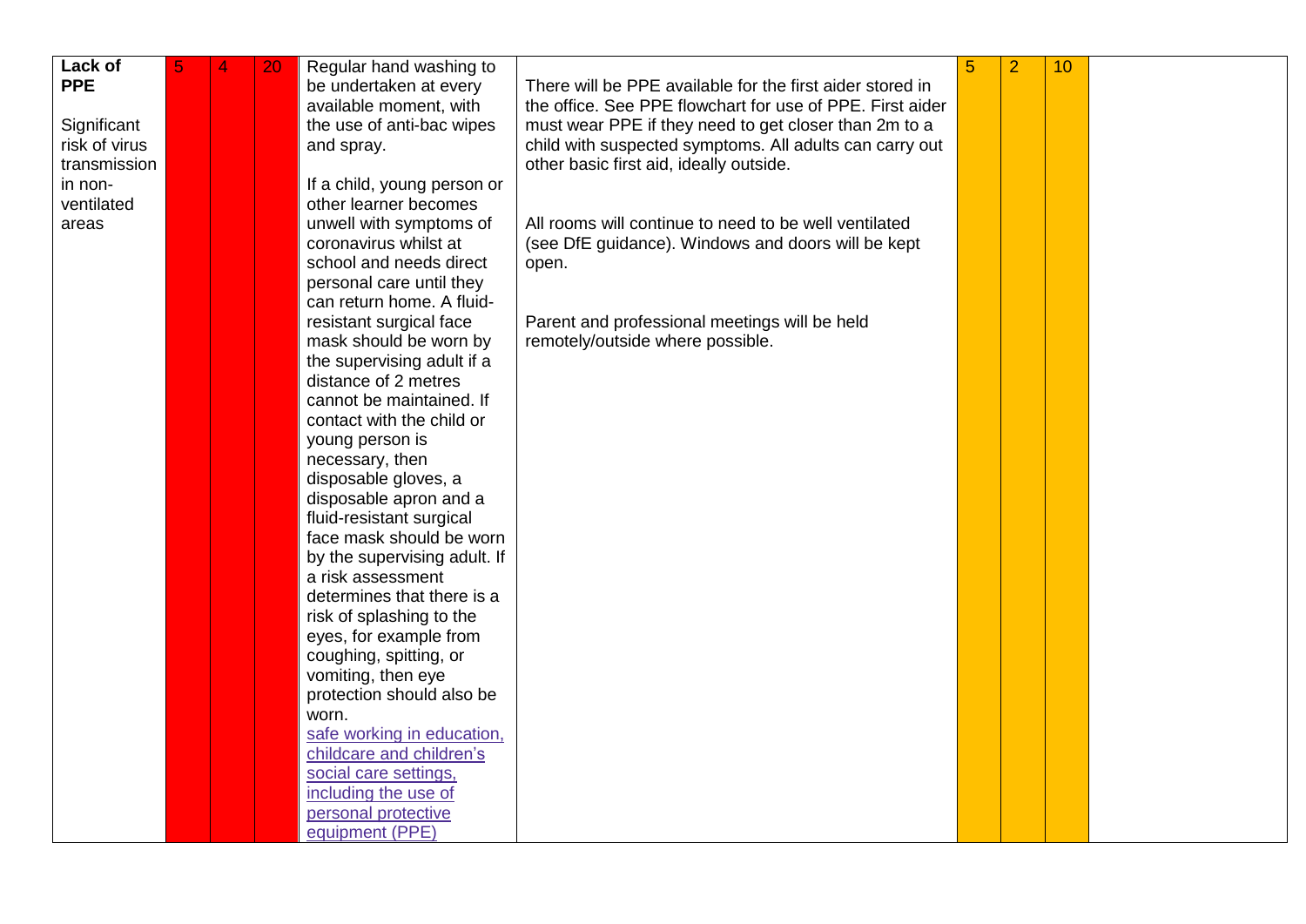| | | | | | | | | | |
|---|---|---|---|---|---|---|---|---|---|
| **Lack of PPE**<br><br>Significant risk of virus transmission in non-ventilated areas | 5 | 4 | 20 | Regular hand washing to be undertaken at every available moment, with the use of anti-bac wipes and spray.<br><br>If a child, young person or other learner becomes unwell with symptoms of coronavirus whilst at school and needs direct personal care until they can return home. A fluid-resistant surgical face mask should be worn by the supervising adult if a distance of 2 metres cannot be maintained. If contact with the child or young person is necessary, then disposable gloves, a disposable apron and a fluid-resistant surgical face mask should be worn by the supervising adult. If a risk assessment determines that there is a risk of splashing to the eyes, for example from coughing, spitting, or vomiting, then eye protection should also be worn.<br>safe working in education, childcare and children's social care settings, including the use of personal protective equipment (PPE) | There will be PPE available for the first aider stored in the office. See PPE flowchart for use of PPE. First aider must wear PPE if they need to get closer than 2m to a child with suspected symptoms. All adults can carry out other basic first aid, ideally outside.<br><br>All rooms will continue to need to be well ventilated (see DfE guidance). Windows and doors will be kept open.<br><br>Parent and professional meetings will be held remotely/outside where possible. | 5 | 2 | 10 | |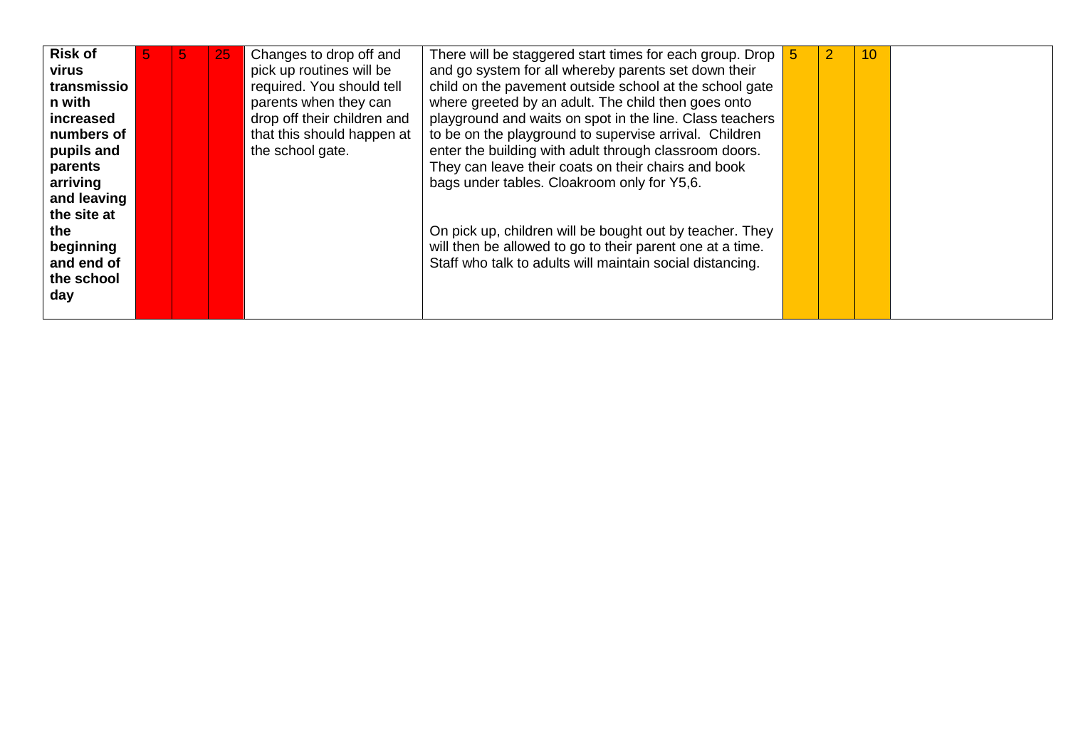| | | | | | | | | | |
|---|---|---|---|---|---|---|---|---|---|
| **Risk of virus transmission with increased numbers of pupils and parents arriving and leaving the site at the beginning and end of the school day** | 5 | 5 | 25 | Changes to drop off and pick up routines will be required. You should tell parents when they can drop off their children and that this should happen at the school gate. | There will be staggered start times for each group. Drop and go system for all whereby parents set down their child on the pavement outside school at the school gate where greeted by an adult. The child then goes onto playground and waits on spot in the line. Class teachers to be on the playground to supervise arrival. Children enter the building with adult through classroom doors. They can leave their coats on their chairs and book bags under tables. Cloakroom only for Y5,6.<br><br>On pick up, children will be bought out by teacher. They will then be allowed to go to their parent one at a time. Staff who talk to adults will maintain social distancing. | 5 | 2 | 10 | |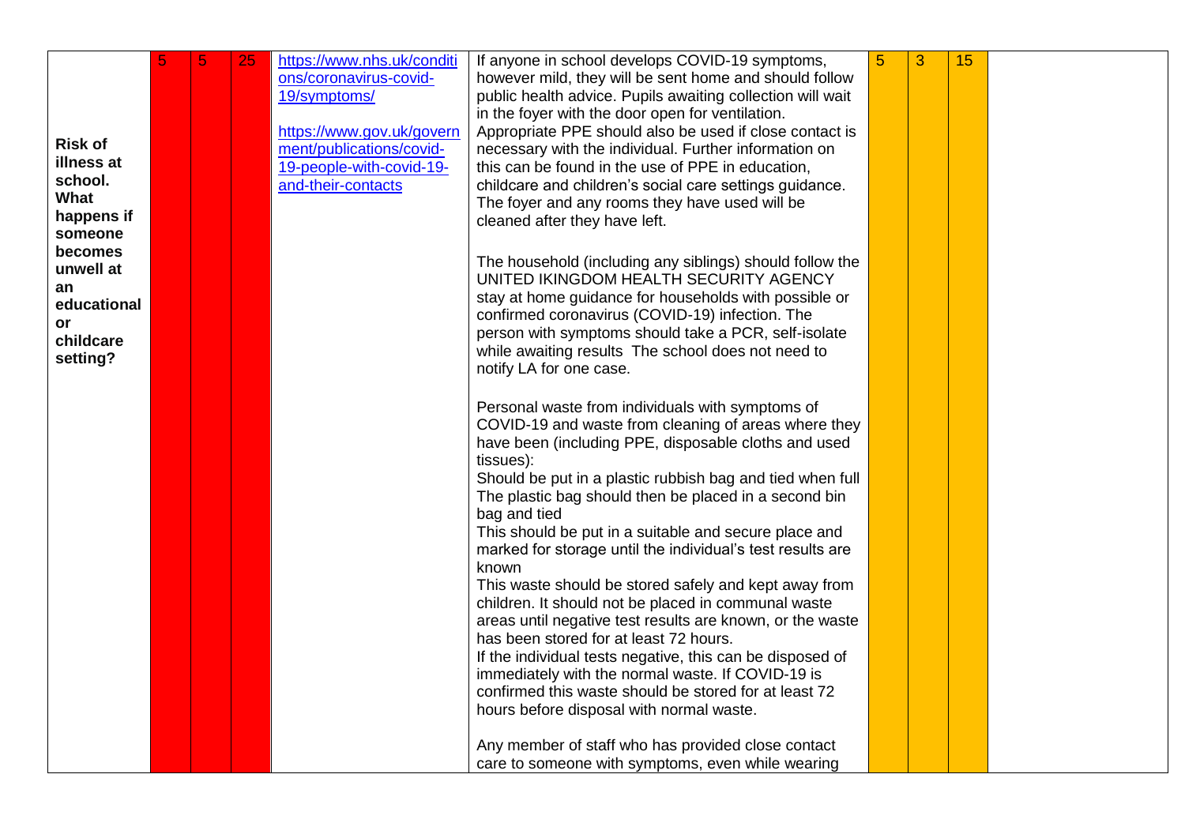| | | | | | | | | | |
|---|---|---|---|---|---|---|---|---|---|
| **Risk of illness at school. What happens if someone becomes unwell at an educational or childcare setting?** | 5 | 5 | 25 | https://www.nhs.uk/conditions/coronavirus-covid-19/symptoms/<br><br>https://www.gov.uk/government/publications/covid-19-people-with-covid-19-and-their-contacts | If anyone in school develops COVID-19 symptoms, however mild, they will be sent home and should follow public health advice. Pupils awaiting collection will wait in the foyer with the door open for ventilation. Appropriate PPE should also be used if close contact is necessary with the individual. Further information on this can be found in the use of PPE in education, childcare and children's social care settings guidance. The foyer and any rooms they have used will be cleaned after they have left.<br><br>The household (including any siblings) should follow the UNITED IKINGDOM HEALTH SECURITY AGENCY stay at home guidance for households with possible or confirmed coronavirus (COVID-19) infection. The person with symptoms should take a PCR, self-isolate while awaiting results The school does not need to notify LA for one case.<br><br>Personal waste from individuals with symptoms of COVID-19 and waste from cleaning of areas where they have been (including PPE, disposable cloths and used tissues):<br>Should be put in a plastic rubbish bag and tied when full<br>The plastic bag should then be placed in a second bin bag and tied<br>This should be put in a suitable and secure place and marked for storage until the individual's test results are known<br>This waste should be stored safely and kept away from children. It should not be placed in communal waste areas until negative test results are known, or the waste has been stored for at least 72 hours.<br>If the individual tests negative, this can be disposed of immediately with the normal waste. If COVID-19 is confirmed this waste should be stored for at least 72 hours before disposal with normal waste.<br><br>Any member of staff who has provided close contact care to someone with symptoms, even while wearing | 5 | 3 | 15 | |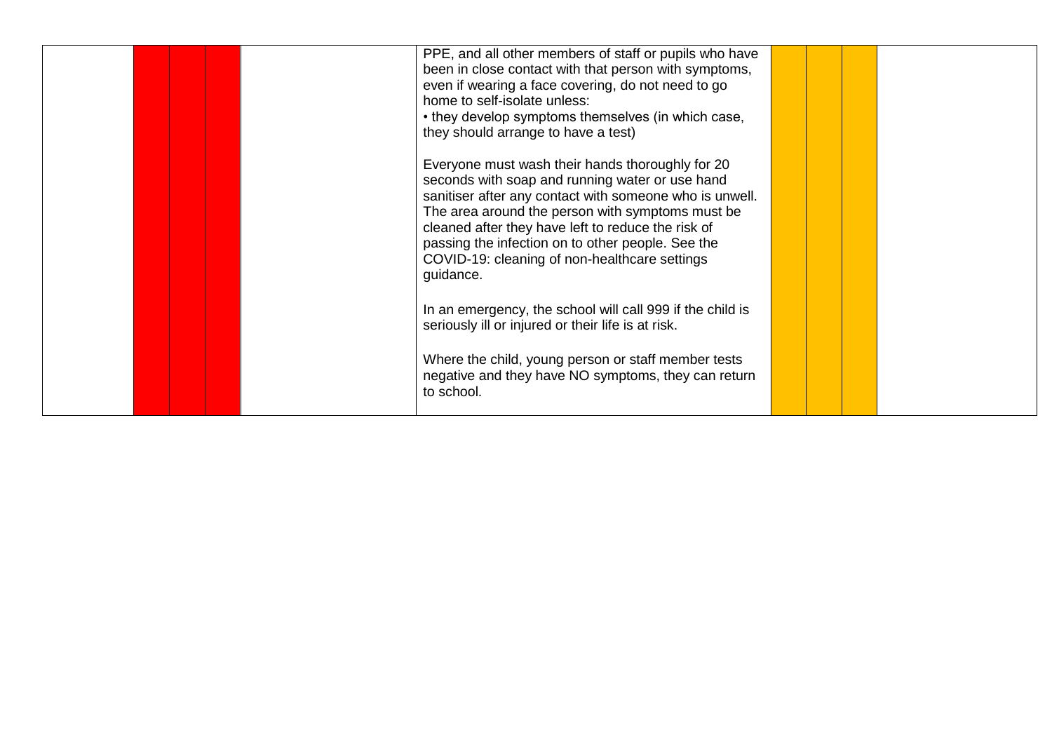| | | | | | | | | | |
|---|---|---|---|---|---|---|---|---|---|
| | | | | | PPE, and all other members of staff or pupils who have been in close contact with that person with symptoms, even if wearing a face covering, do not need to go home to self-isolate unless:<br>• they develop symptoms themselves (in which case, they should arrange to have a test)<br><br>Everyone must wash their hands thoroughly for 20 seconds with soap and running water or use hand sanitiser after any contact with someone who is unwell. The area around the person with symptoms must be cleaned after they have left to reduce the risk of passing the infection on to other people. See the COVID-19: cleaning of non-healthcare settings guidance.<br><br>In an emergency, the school will call 999 if the child is seriously ill or injured or their life is at risk.<br><br>Where the child, young person or staff member tests negative and they have NO symptoms, they can return to school. | | | | |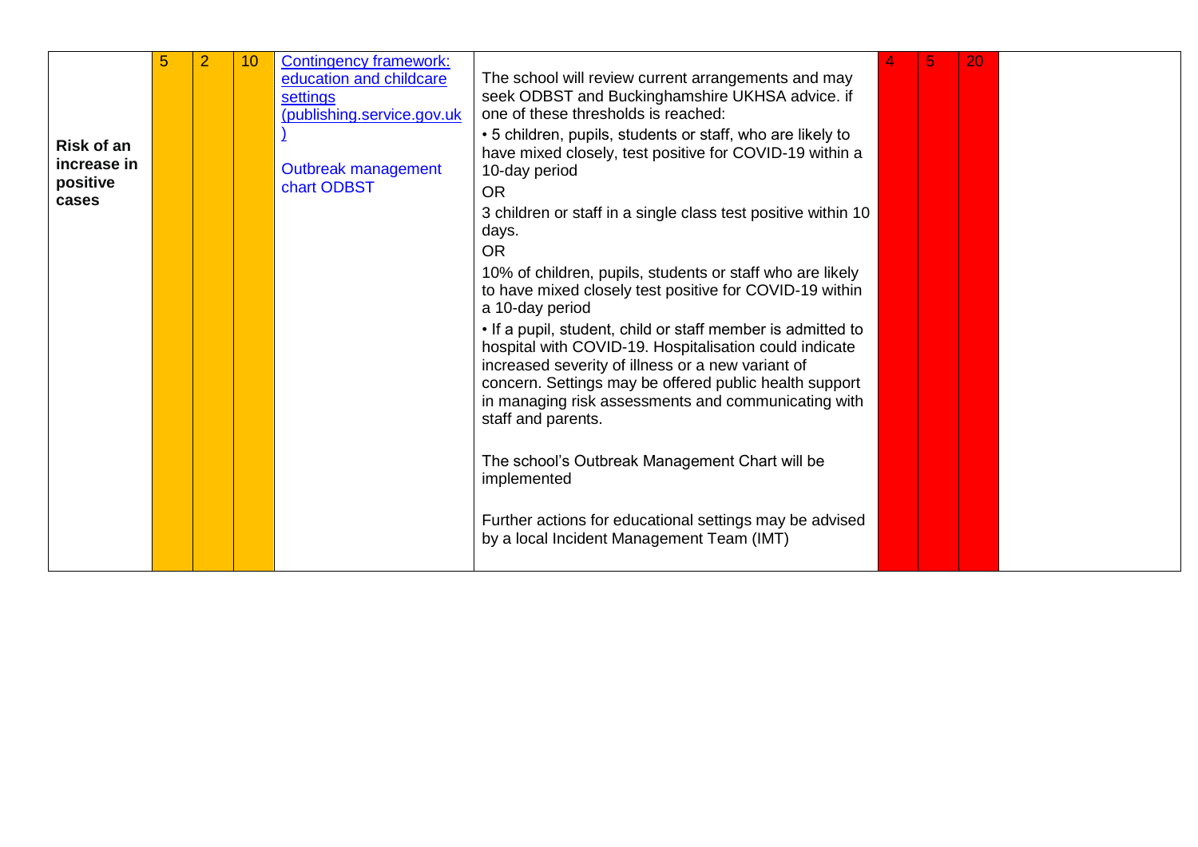| | | | | | | | | | |
|---|---|---|---|---|---|---|---|---|---|
| **Risk of an increase in positive cases** | 5 | 2 | 10 | Contingency framework: education and childcare settings (publishing.service.gov.uk) <br><br> Outbreak management chart ODBST | The school will review current arrangements and may seek ODBST and Buckinghamshire UKHSA advice. if one of these thresholds is reached: <br> • 5 children, pupils, students or staff, who are likely to have mixed closely, test positive for COVID-19 within a 10-day period <br> OR <br> 3 children or staff in a single class test positive within 10 days. <br> OR <br> 10% of children, pupils, students or staff who are likely to have mixed closely test positive for COVID-19 within a 10-day period <br> • If a pupil, student, child or staff member is admitted to hospital with COVID-19. Hospitalisation could indicate increased severity of illness or a new variant of concern. Settings may be offered public health support in managing risk assessments and communicating with staff and parents. <br><br> The school's Outbreak Management Chart will be implemented <br><br> Further actions for educational settings may be advised by a local Incident Management Team (IMT) | 4 | 5 | 20 | |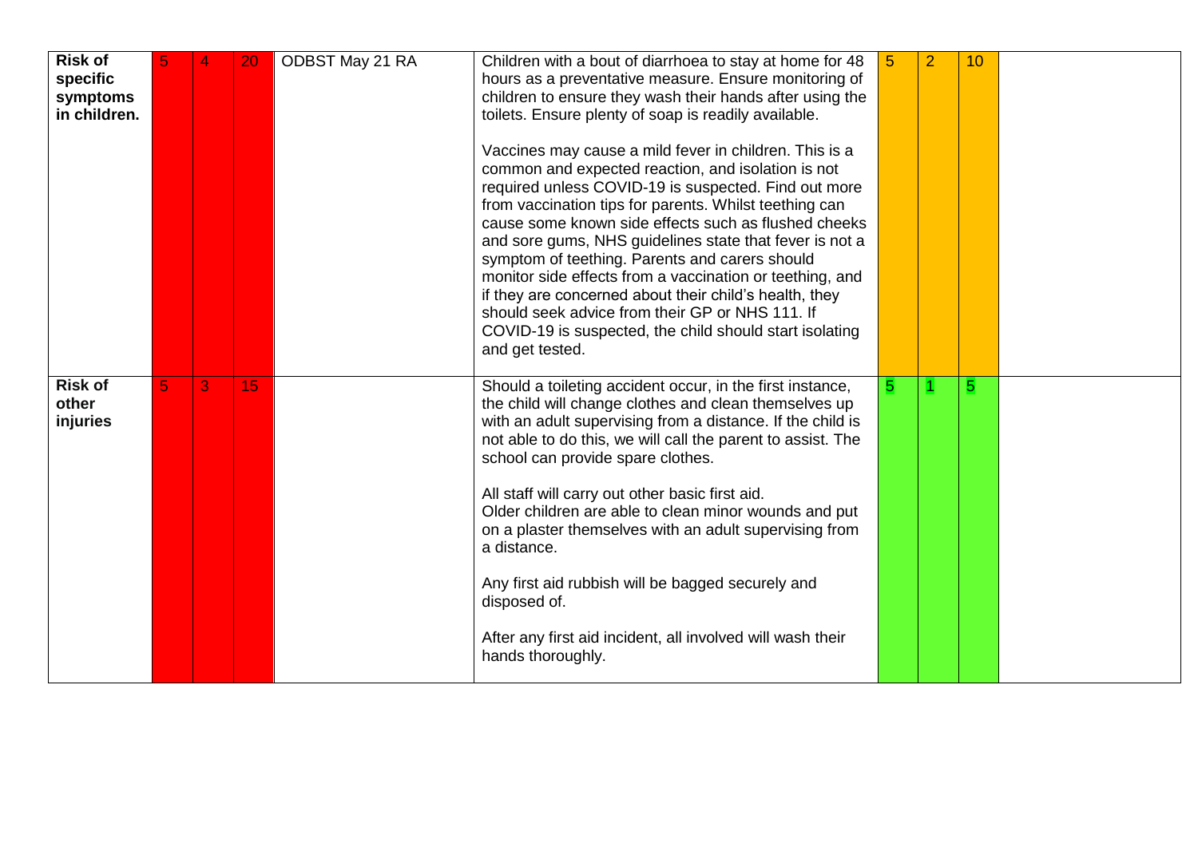| | | | | | | | | | |
|---|---|---|---|---|---|---|---|---|---|
| **Risk of specific symptoms in children.** | 5 | 4 | 20 | ODBST May 21 RA | Children with a bout of diarrhoea to stay at home for 48 hours as a preventative measure. Ensure monitoring of children to ensure they wash their hands after using the toilets. Ensure plenty of soap is readily available.<br><br>Vaccines may cause a mild fever in children. This is a common and expected reaction, and isolation is not required unless COVID-19 is suspected. Find out more from vaccination tips for parents. Whilst teething can cause some known side effects such as flushed cheeks and sore gums, NHS guidelines state that fever is not a symptom of teething. Parents and carers should monitor side effects from a vaccination or teething, and if they are concerned about their child's health, they should seek advice from their GP or NHS 111. If COVID-19 is suspected, the child should start isolating and get tested. | 5 | 2 | 10 | |
| **Risk of other injuries** | 5 | 3 | 15 | | Should a toileting accident occur, in the first instance, the child will change clothes and clean themselves up with an adult supervising from a distance. If the child is not able to do this, we will call the parent to assist. The school can provide spare clothes.<br><br>All staff will carry out other basic first aid.<br>Older children are able to clean minor wounds and put on a plaster themselves with an adult supervising from a distance.<br><br>Any first aid rubbish will be bagged securely and disposed of.<br><br>After any first aid incident, all involved will wash their hands thoroughly. | 5 | 1 | 5 | |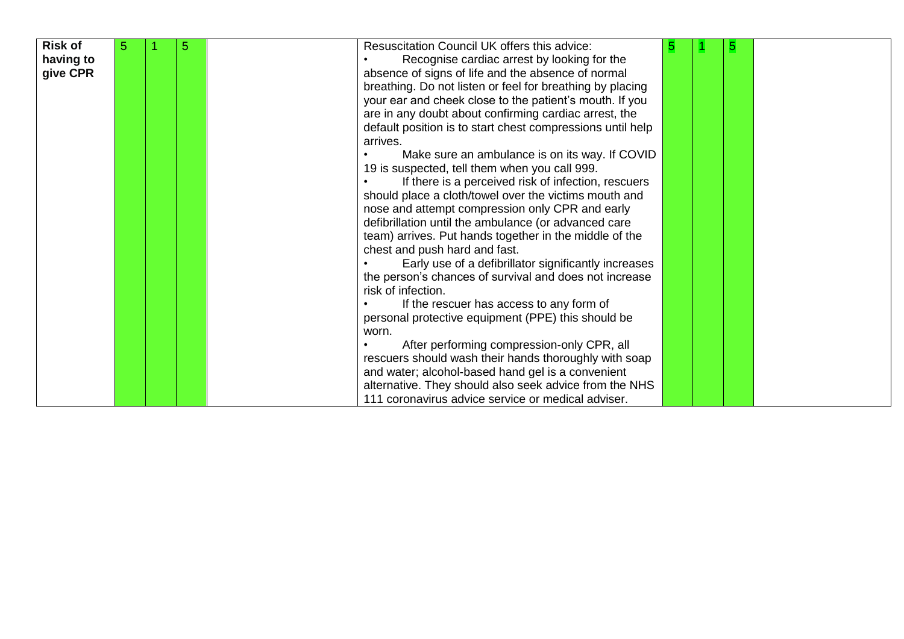| | | | | | | | | | |
|---|---|---|---|---|---|---|---|---|---|
| **Risk of having to give CPR** | 5 | 1 | 5 | | Resuscitation Council UK offers this advice:<br>• Recognise cardiac arrest by looking for the absence of signs of life and the absence of normal breathing. Do not listen or feel for breathing by placing your ear and cheek close to the patient's mouth. If you are in any doubt about confirming cardiac arrest, the default position is to start chest compressions until help arrives.<br>• Make sure an ambulance is on its way. If COVID 19 is suspected, tell them when you call 999.<br>• If there is a perceived risk of infection, rescuers should place a cloth/towel over the victims mouth and nose and attempt compression only CPR and early defibrillation until the ambulance (or advanced care team) arrives. Put hands together in the middle of the chest and push hard and fast.<br>• Early use of a defibrillator significantly increases the person's chances of survival and does not increase risk of infection.<br>• If the rescuer has access to any form of personal protective equipment (PPE) this should be worn.<br>• After performing compression-only CPR, all rescuers should wash their hands thoroughly with soap and water; alcohol-based hand gel is a convenient alternative. They should also seek advice from the NHS 111 coronavirus advice service or medical adviser. | 5 | 1 | 5 | |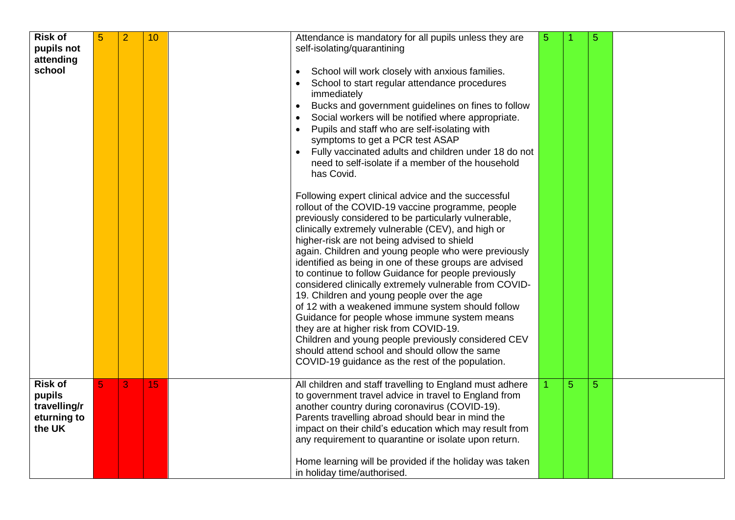| | | | | | | | | | |
|---|---|---|---|---|---|---|---|---|---|
| **Risk of pupils not attending school** | 5 | 2 | 10 | | Attendance is mandatory for all pupils unless they are self-isolating/quarantining<br><br>• School will work closely with anxious families.<br>• School to start regular attendance procedures immediately<br>• Bucks and government guidelines on fines to follow<br>• Social workers will be notified where appropriate.<br>• Pupils and staff who are self-isolating with symptoms to get a PCR test ASAP<br>• Fully vaccinated adults and children under 18 do not need to self-isolate if a member of the household has Covid.<br><br>Following expert clinical advice and the successful rollout of the COVID-19 vaccine programme, people previously considered to be particularly vulnerable, clinically extremely vulnerable (CEV), and high or higher-risk are not being advised to shield again. Children and young people who were previously identified as being in one of these groups are advised to continue to follow Guidance for people previously considered clinically extremely vulnerable from COVID-19. Children and young people over the age of 12 with a weakened immune system should follow Guidance for people whose immune system means they are at higher risk from COVID-19.<br>Children and young people previously considered CEV should attend school and should ollow the same COVID-19 guidance as the rest of the population. | 5 | 1 | 5 | |
| **Risk of pupils travelling/returning to the UK** | 5 | 3 | 15 | | All children and staff travelling to England must adhere to government travel advice in travel to England from another country during coronavirus (COVID-19). Parents travelling abroad should bear in mind the impact on their child's education which may result from any requirement to quarantine or isolate upon return.<br><br>Home learning will be provided if the holiday was taken in holiday time/authorised. | 1 | 5 | 5 | |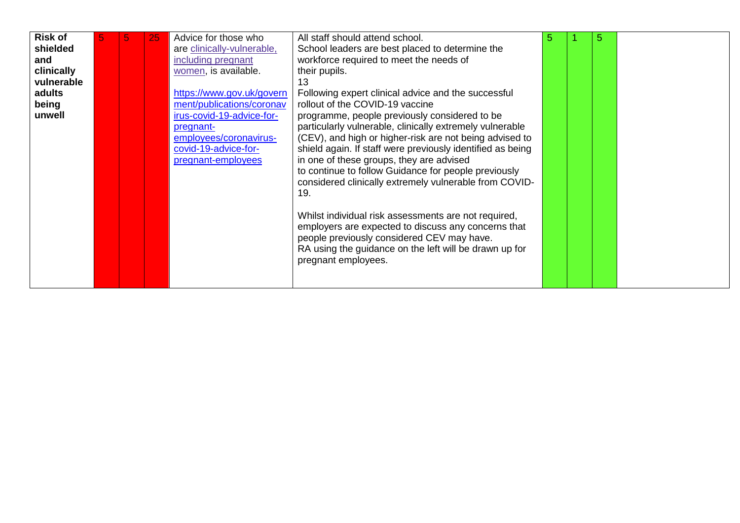| | | | | | | | | | |
|---|---|---|---|---|---|---|---|---|---|
| **Risk of shielded and clinically vulnerable adults being unwell** | 5 | 5 | 25 | Advice for those who are clinically-vulnerable, including pregnant women, is available.<br><br>https://www.gov.uk/government/publications/coronavirus-covid-19-advice-for-pregnant-employees/coronavirus-covid-19-advice-for-pregnant-employees | All staff should attend school.<br>School leaders are best placed to determine the workforce required to meet the needs of their pupils.<br>13<br>Following expert clinical advice and the successful rollout of the COVID-19 vaccine programme, people previously considered to be particularly vulnerable, clinically extremely vulnerable (CEV), and high or higher-risk are not being advised to shield again. If staff were previously identified as being in one of these groups, they are advised to continue to follow Guidance for people previously considered clinically extremely vulnerable from COVID-19.<br><br>Whilst individual risk assessments are not required, employers are expected to discuss any concerns that people previously considered CEV may have.<br>RA using the guidance on the left will be drawn up for pregnant employees. | 5 | 1 | 5 | |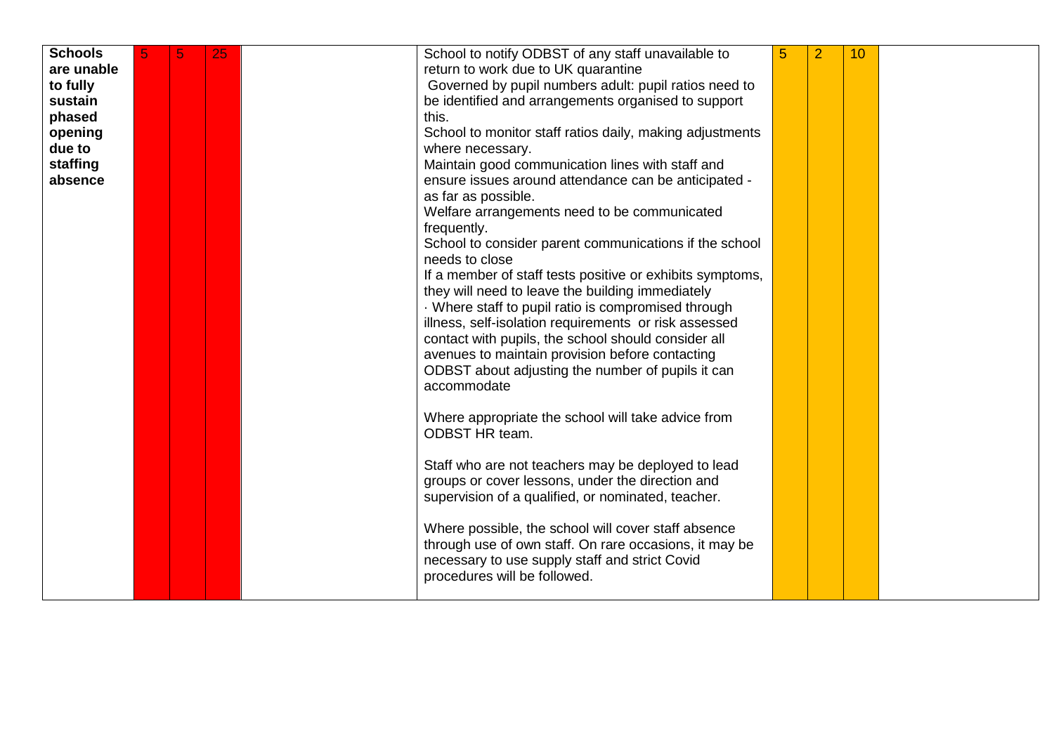| | | | | | | | | | |
|---|---|---|---|---|---|---|---|---|---|
| **Schools are unable to fully sustain phased opening due to staffing absence** | 5 | 5 | 25 | | School to notify ODBST of any staff unavailable to return to work due to UK quarantine<br>Governed by pupil numbers adult: pupil ratios need to be identified and arrangements organised to support this.<br>School to monitor staff ratios daily, making adjustments where necessary.<br>Maintain good communication lines with staff and ensure issues around attendance can be anticipated - as far as possible.<br>Welfare arrangements need to be communicated frequently.<br>School to consider parent communications if the school needs to close<br>If a member of staff tests positive or exhibits symptoms, they will need to leave the building immediately<br>· Where staff to pupil ratio is compromised through illness, self-isolation requirements or risk assessed contact with pupils, the school should consider all avenues to maintain provision before contacting ODBST about adjusting the number of pupils it can accommodate<br><br>Where appropriate the school will take advice from ODBST HR team.<br><br>Staff who are not teachers may be deployed to lead groups or cover lessons, under the direction and supervision of a qualified, or nominated, teacher.<br><br>Where possible, the school will cover staff absence through use of own staff. On rare occasions, it may be necessary to use supply staff and strict Covid procedures will be followed. | 5 | 2 | 10 | |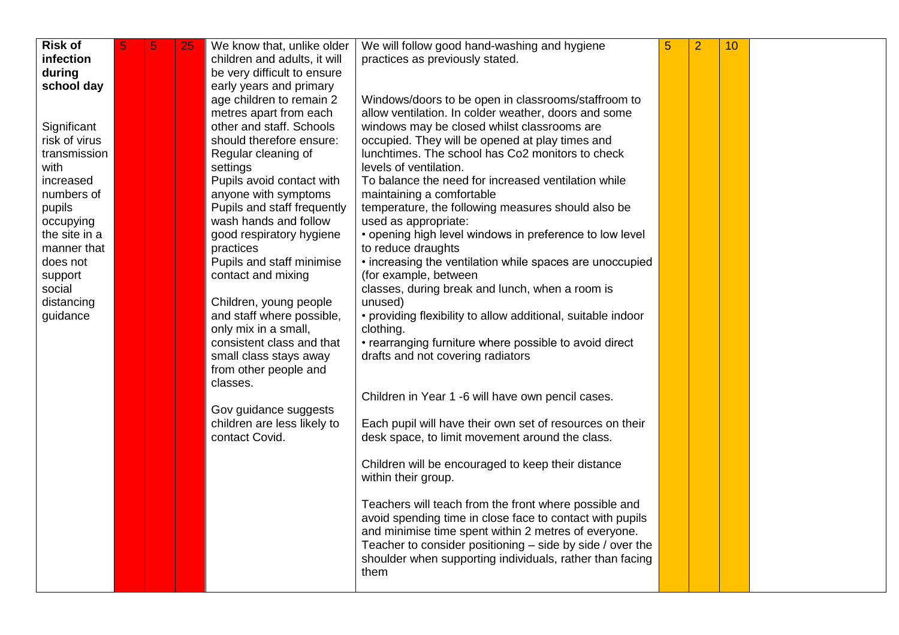| | | | | | | | | | |
|---|---|---|---|---|---|---|---|---|---|
| **Risk of infection during school day**<br><br>Significant risk of virus transmission with increased numbers of pupils occupying the site in a manner that does not support social distancing guidance | 5 | 5 | 25 | We know that, unlike older children and adults, it will be very difficult to ensure early years and primary age children to remain 2 metres apart from each other and staff. Schools should therefore ensure:<br>Regular cleaning of settings<br>Pupils avoid contact with anyone with symptoms<br>Pupils and staff frequently wash hands and follow good respiratory hygiene practices<br>Pupils and staff minimise contact and mixing<br><br>Children, young people and staff where possible, only mix in a small, consistent class and that small class stays away from other people and classes.<br><br>Gov guidance suggests children are less likely to contact Covid. | We will follow good hand-washing and hygiene practices as previously stated.<br><br>Windows/doors to be open in classrooms/staffroom to allow ventilation. In colder weather, doors and some windows may be closed whilst classrooms are occupied. They will be opened at play times and lunchtimes. The school has Co2 monitors to check levels of ventilation.<br>To balance the need for increased ventilation while maintaining a comfortable temperature, the following measures should also be used as appropriate:<br>• opening high level windows in preference to low level to reduce draughts<br>• increasing the ventilation while spaces are unoccupied (for example, between classes, during break and lunch, when a room is unused)<br>• providing flexibility to allow additional, suitable indoor clothing.<br>• rearranging furniture where possible to avoid direct drafts and not covering radiators<br><br>Children in Year 1 -6 will have own pencil cases.<br><br>Each pupil will have their own set of resources on their desk space, to limit movement around the class.<br><br>Children will be encouraged to keep their distance within their group.<br><br>Teachers will teach from the front where possible and avoid spending time in close face to contact with pupils and minimise time spent within 2 metres of everyone. Teacher to consider positioning – side by side / over the shoulder when supporting individuals, rather than facing them | 5 | 2 | 10 | |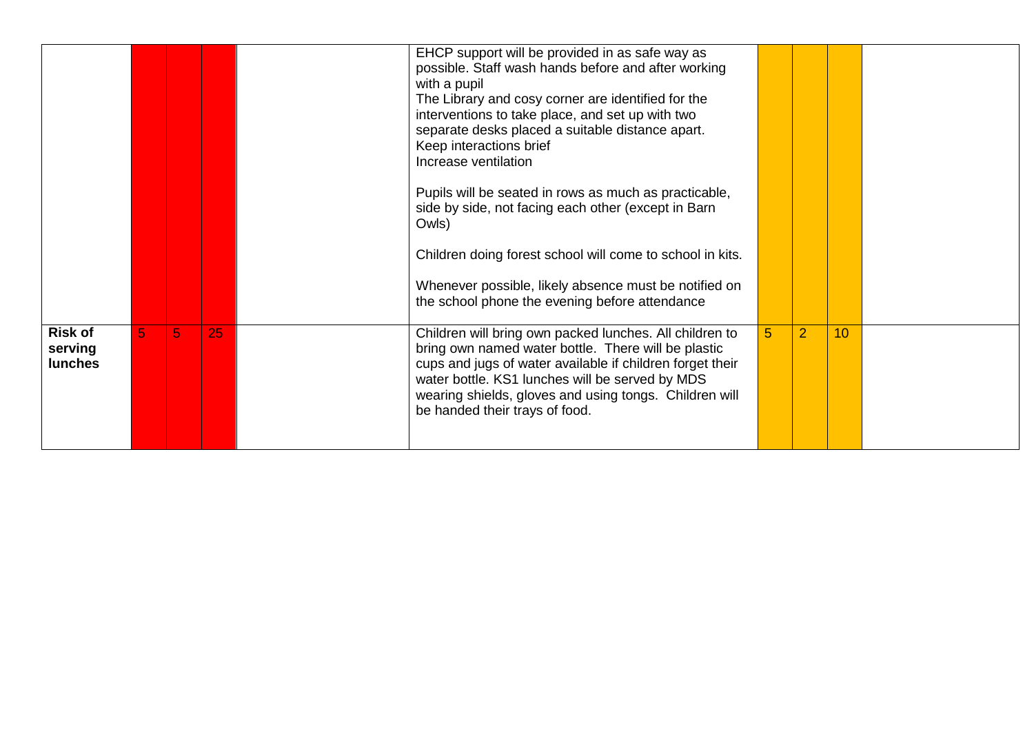| | | | | | | | | | |
|---|---|---|---|---|---|---|---|---|---|
| | | | | | EHCP support will be provided in as safe way as possible. Staff wash hands before and after working with a pupil<br>The Library and cosy corner are identified for the interventions to take place, and set up with two separate desks placed a suitable distance apart.<br>Keep interactions brief<br>Increase ventilation<br><br>Pupils will be seated in rows as much as practicable, side by side, not facing each other (except in Barn Owls)<br><br>Children doing forest school will come to school in kits.<br><br>Whenever possible, likely absence must be notified on the school phone the evening before attendance | | | | |
| **Risk of serving lunches** | 5 | 5 | 25 | | Children will bring own packed lunches. All children to bring own named water bottle. There will be plastic cups and jugs of water available if children forget their water bottle. KS1 lunches will be served by MDS wearing shields, gloves and using tongs. Children will be handed their trays of food. | 5 | 2 | 10 | |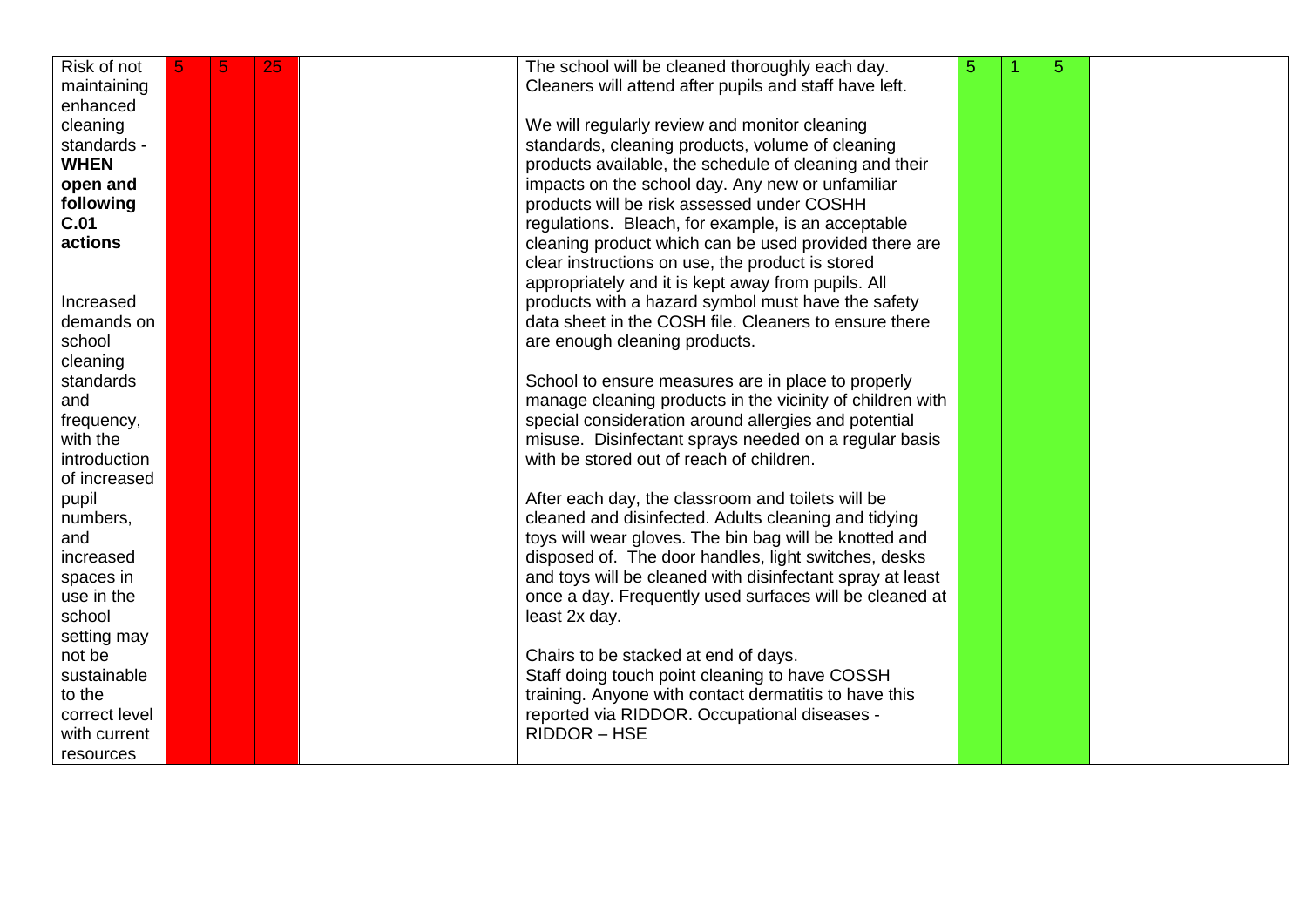| | | | | | | | | | |
|---|---|---|---|---|---|---|---|---|---|
| Risk of not maintaining enhanced cleaning standards - **WHEN open and following C.01 actions**<br><br>Increased demands on school cleaning standards and frequency, with the introduction of increased pupil numbers, and increased spaces in use in the school setting may not be sustainable to the correct level with current resources | 5 | 5 | 25 | | The school will be cleaned thoroughly each day. Cleaners will attend after pupils and staff have left.<br><br>We will regularly review and monitor cleaning standards, cleaning products, volume of cleaning products available, the schedule of cleaning and their impacts on the school day. Any new or unfamiliar products will be risk assessed under COSHH regulations. Bleach, for example, is an acceptable cleaning product which can be used provided there are clear instructions on use, the product is stored appropriately and it is kept away from pupils. All products with a hazard symbol must have the safety data sheet in the COSH file. Cleaners to ensure there are enough cleaning products.<br><br>School to ensure measures are in place to properly manage cleaning products in the vicinity of children with special consideration around allergies and potential misuse. Disinfectant sprays needed on a regular basis with be stored out of reach of children.<br><br>After each day, the classroom and toilets will be cleaned and disinfected. Adults cleaning and tidying toys will wear gloves. The bin bag will be knotted and disposed of. The door handles, light switches, desks and toys will be cleaned with disinfectant spray at least once a day. Frequently used surfaces will be cleaned at least 2x day.<br><br>Chairs to be stacked at end of days.<br>Staff doing touch point cleaning to have COSSH training. Anyone with contact dermatitis to have this reported via RIDDOR. Occupational diseases - RIDDOR – HSE | 5 | 1 | 5 | |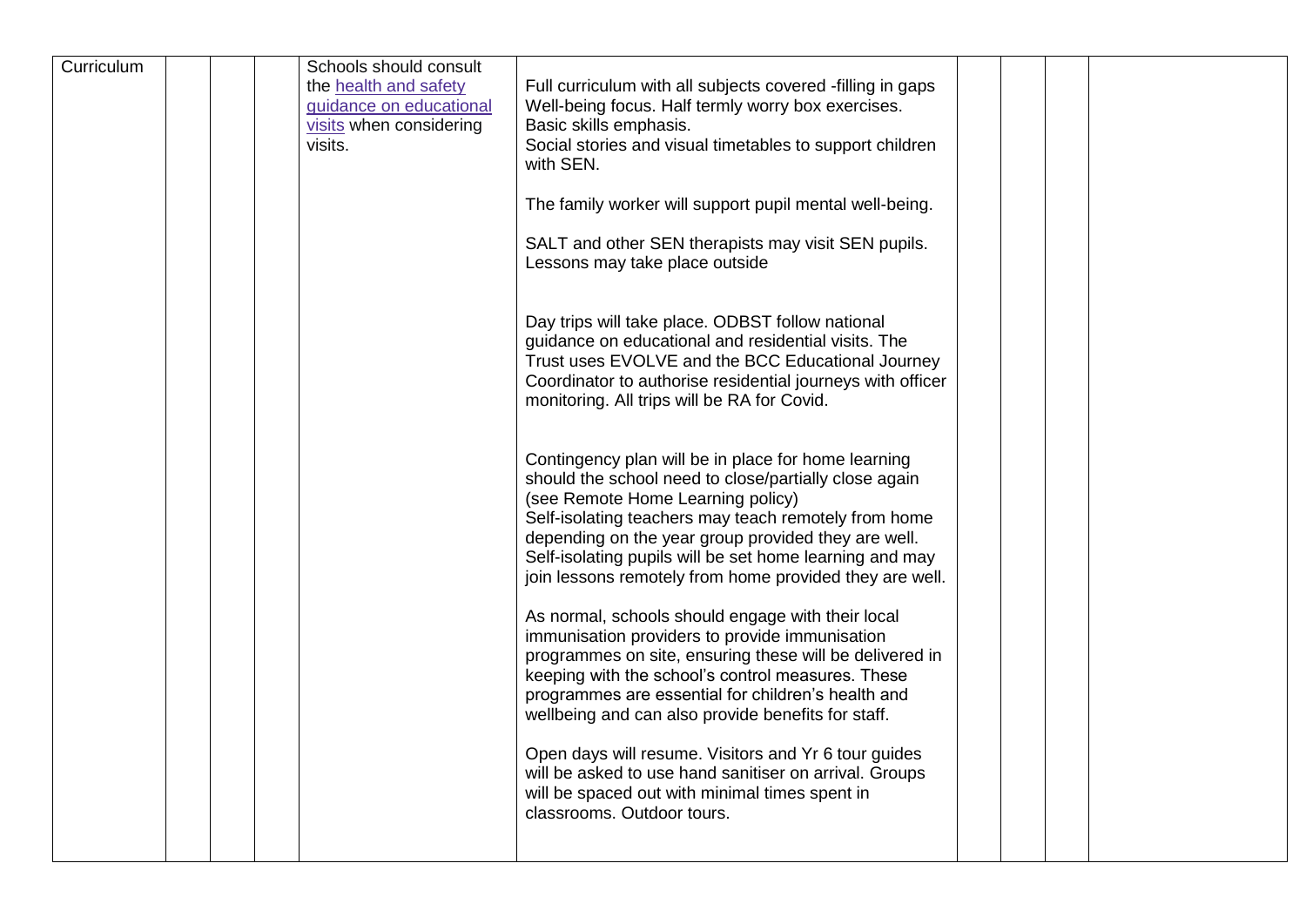| | | | | | | | | | |
|---|---|---|---|---|---|---|---|---|---|
| Curriculum | | | | Schools should consult the health and safety guidance on educational visits when considering visits. | Full curriculum with all subjects covered -filling in gaps<br>Well-being focus. Half termly worry box exercises.<br>Basic skills emphasis.<br>Social stories and visual timetables to support children with SEN.<br><br>The family worker will support pupil mental well-being.<br><br>SALT and other SEN therapists may visit SEN pupils.<br>Lessons may take place outside<br><br>Day trips will take place. ODBST follow national guidance on educational and residential visits. The Trust uses EVOLVE and the BCC Educational Journey Coordinator to authorise residential journeys with officer monitoring. All trips will be RA for Covid.<br><br>Contingency plan will be in place for home learning should the school need to close/partially close again (see Remote Home Learning policy)<br>Self-isolating teachers may teach remotely from home depending on the year group provided they are well.<br>Self-isolating pupils will be set home learning and may join lessons remotely from home provided they are well.<br><br>As normal, schools should engage with their local immunisation providers to provide immunisation programmes on site, ensuring these will be delivered in keeping with the school's control measures. These programmes are essential for children's health and wellbeing and can also provide benefits for staff.<br><br>Open days will resume. Visitors and Yr 6 tour guides will be asked to use hand sanitiser on arrival. Groups will be spaced out with minimal times spent in classrooms. Outdoor tours. | | | | |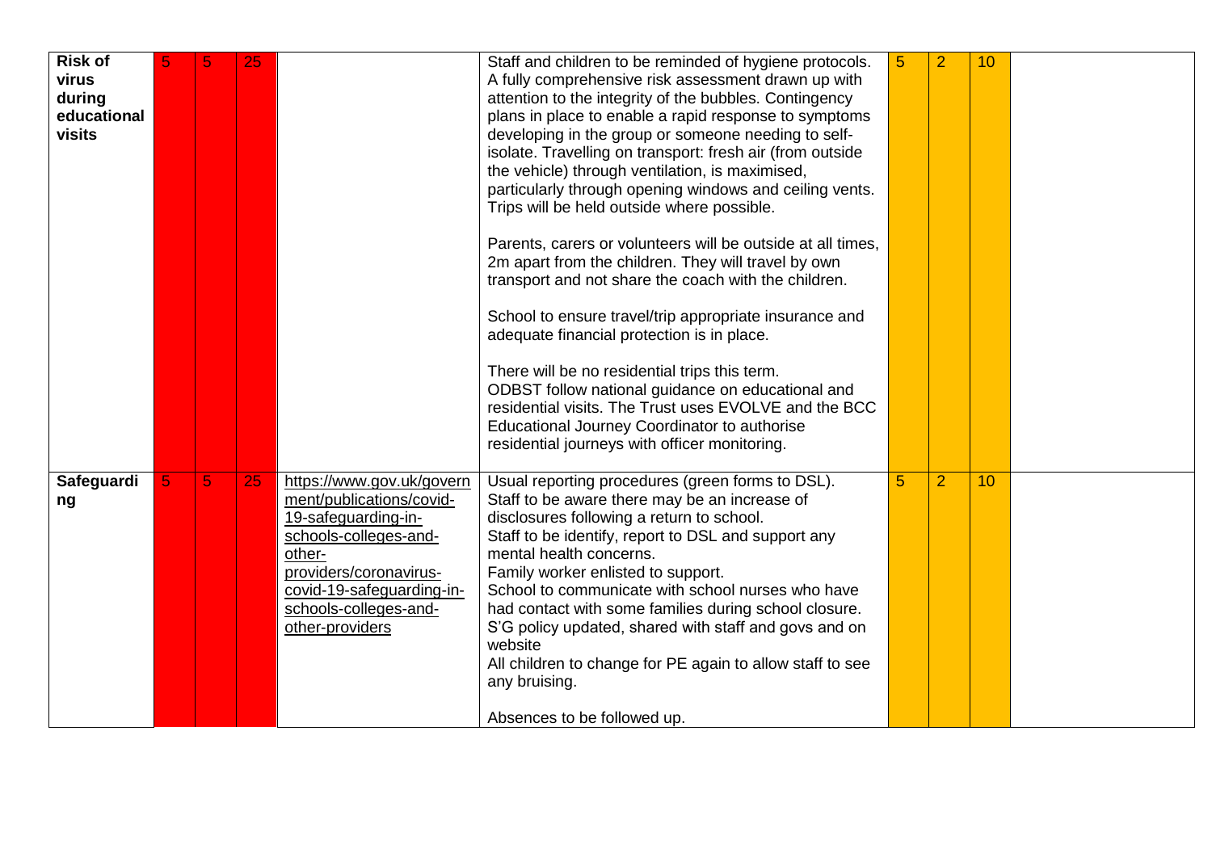| | | | | | | | | | |
|---|---|---|---|---|---|---|---|---|---|
| **Risk of virus during educational visits** | 5 | 5 | 25 | | Staff and children to be reminded of hygiene protocols. A fully comprehensive risk assessment drawn up with attention to the integrity of the bubbles. Contingency plans in place to enable a rapid response to symptoms developing in the group or someone needing to self-isolate. Travelling on transport: fresh air (from outside the vehicle) through ventilation, is maximised, particularly through opening windows and ceiling vents. Trips will be held outside where possible.<br><br>Parents, carers or volunteers will be outside at all times, 2m apart from the children. They will travel by own transport and not share the coach with the children.<br><br>School to ensure travel/trip appropriate insurance and adequate financial protection is in place.<br><br>There will be no residential trips this term.<br>ODBST follow national guidance on educational and residential visits. The Trust uses EVOLVE and the BCC Educational Journey Coordinator to authorise residential journeys with officer monitoring. | 5 | 2 | 10 | |
| **Safeguarding** | 5 | 5 | 25 | https://www.gov.uk/government/publications/covid-19-safeguarding-in-schools-colleges-and-other-providers/coronavirus-covid-19-safeguarding-in-schools-colleges-and-other-providers | Usual reporting procedures (green forms to DSL).<br>Staff to be aware there may be an increase of disclosures following a return to school.<br>Staff to be identify, report to DSL and support any mental health concerns.<br>Family worker enlisted to support.<br>School to communicate with school nurses who have had contact with some families during school closure.<br>S'G policy updated, shared with staff and govs and on website<br>All children to change for PE again to allow staff to see any bruising.<br><br>Absences to be followed up. | 5 | 2 | 10 | |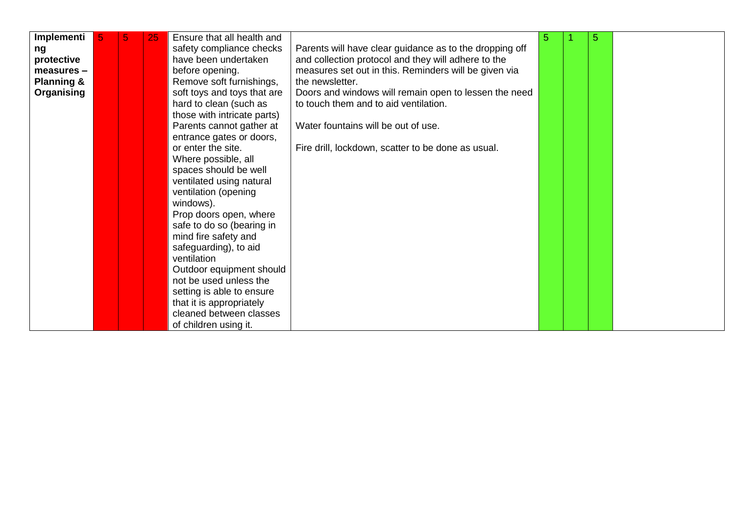| | | | | | | | | | |
|---|---|---|---|---|---|---|---|---|---|
| **Implementing protective measures – Planning & Organising** | 5 | 5 | 25 | Ensure that all health and safety compliance checks have been undertaken before opening.<br>Remove soft furnishings, soft toys and toys that are hard to clean (such as those with intricate parts)<br>Parents cannot gather at entrance gates or doors, or enter the site.<br>Where possible, all spaces should be well ventilated using natural ventilation (opening windows).<br>Prop doors open, where safe to do so (bearing in mind fire safety and safeguarding), to aid ventilation<br>Outdoor equipment should not be used unless the setting is able to ensure that it is appropriately cleaned between classes of children using it. | Parents will have clear guidance as to the dropping off and collection protocol and they will adhere to the measures set out in this. Reminders will be given via the newsletter.<br>Doors and windows will remain open to lessen the need to touch them and to aid ventilation.<br><br>Water fountains will be out of use.<br><br>Fire drill, lockdown, scatter to be done as usual. | 5 | 1 | 5 | |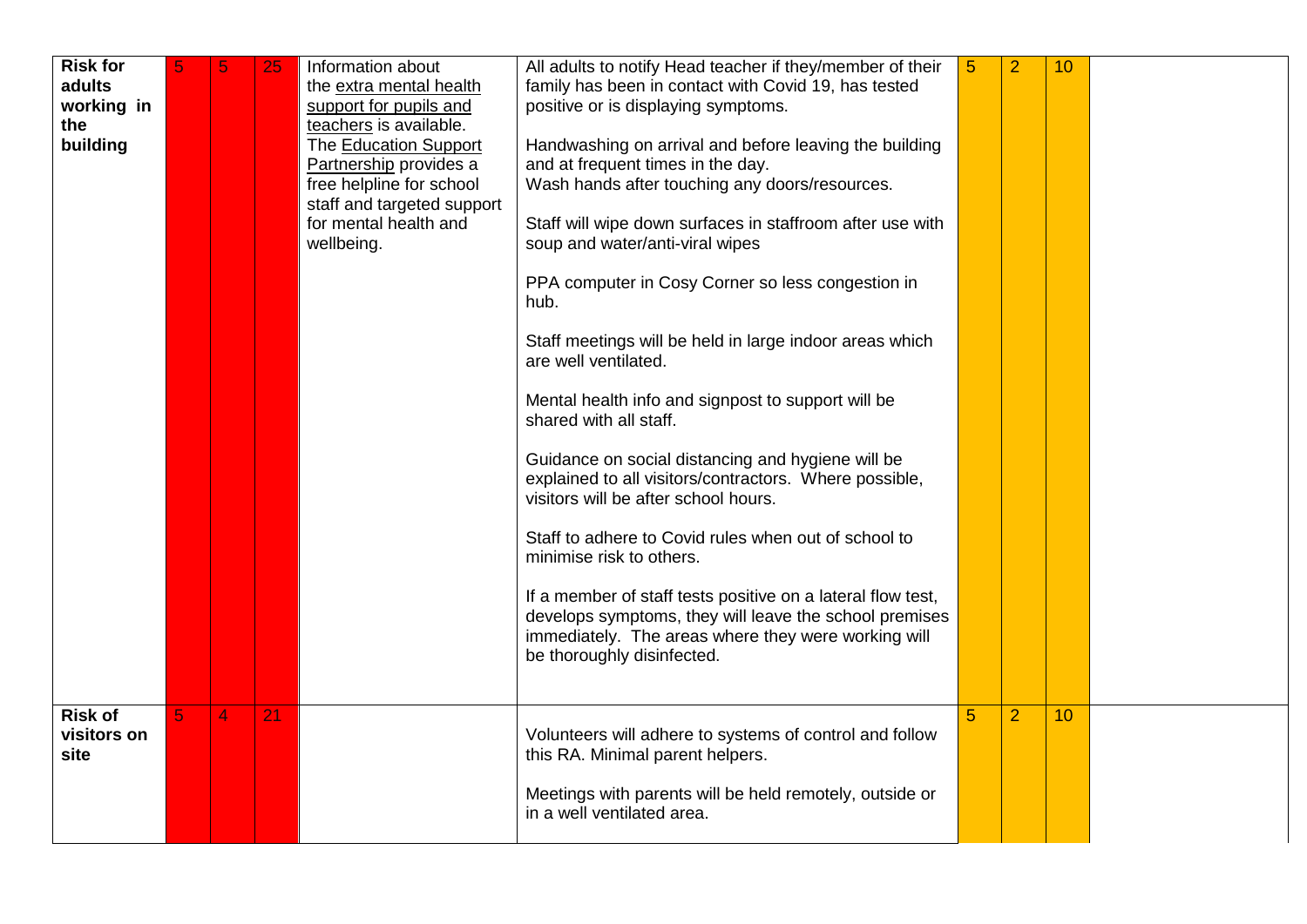| | | | | | | | | | |
|---|---|---|---|---|---|---|---|---|---|
| **Risk for adults working in the building** | 5 | 5 | 25 | Information about the extra mental health support for pupils and teachers is available.<br>The Education Support Partnership provides a free helpline for school staff and targeted support for mental health and wellbeing. | All adults to notify Head teacher if they/member of their family has been in contact with Covid 19, has tested positive or is displaying symptoms.<br><br>Handwashing on arrival and before leaving the building and at frequent times in the day.<br>Wash hands after touching any doors/resources.<br><br>Staff will wipe down surfaces in staffroom after use with soup and water/anti-viral wipes<br><br>PPA computer in Cosy Corner so less congestion in hub.<br><br>Staff meetings will be held in large indoor areas which are well ventilated.<br><br>Mental health info and signpost to support will be shared with all staff.<br><br>Guidance on social distancing and hygiene will be explained to all visitors/contractors. Where possible, visitors will be after school hours.<br><br>Staff to adhere to Covid rules when out of school to minimise risk to others.<br><br>If a member of staff tests positive on a lateral flow test, develops symptoms, they will leave the school premises immediately. The areas where they were working will be thoroughly disinfected. | 5 | 2 | 10 | |
| **Risk of visitors on site** | 5 | 4 | 21 | | Volunteers will adhere to systems of control and follow this RA. Minimal parent helpers.<br><br>Meetings with parents will be held remotely, outside or in a well ventilated area. | 5 | 2 | 10 | |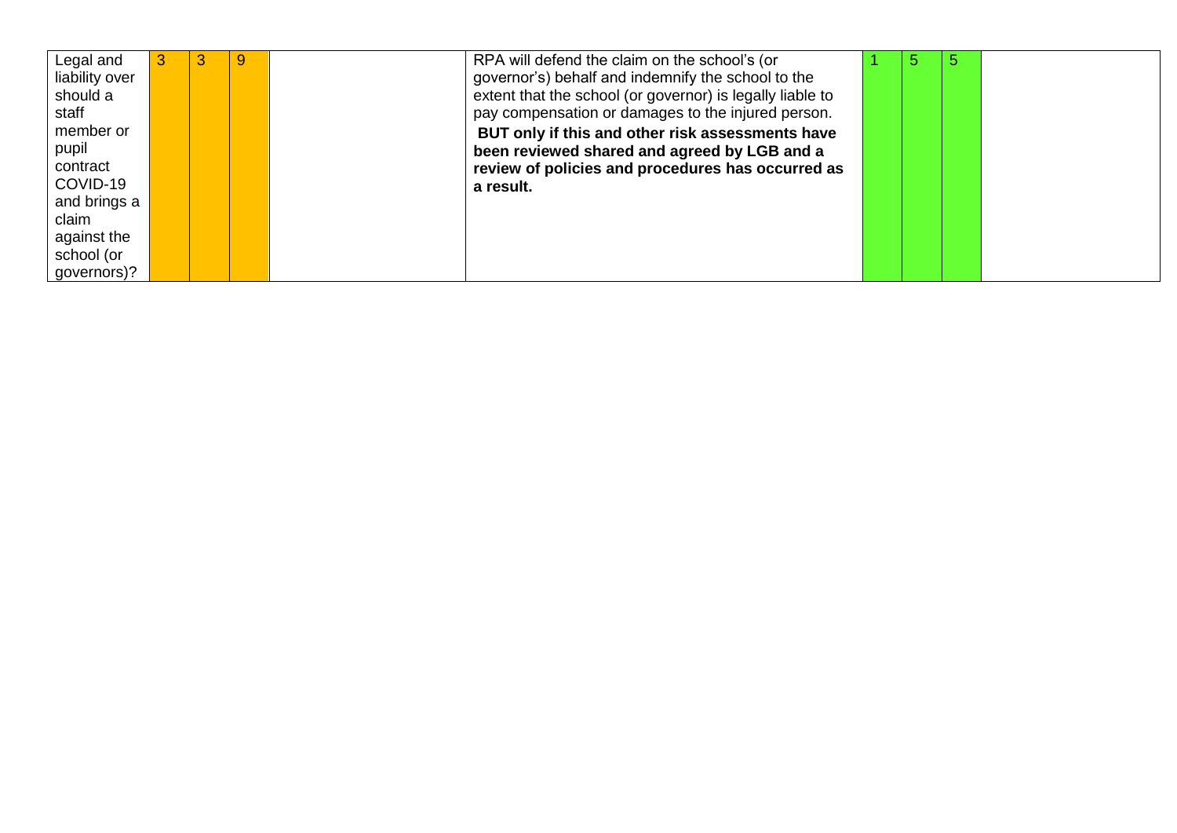| | | | | | | | | | |
|---|---|---|---|---|---|---|---|---|---|
| Legal and liability over should a staff member or pupil contract COVID-19 and brings a claim against the school (or governors)? | 3 | 3 | 9 | | RPA will defend the claim on the school's (or governor's) behalf and indemnify the school to the extent that the school (or governor) is legally liable to pay compensation or damages to the injured person. **BUT only if this and other risk assessments have been reviewed shared and agreed by LGB and a review of policies and procedures has occurred as a result.** | 1 | 5 | 5 | |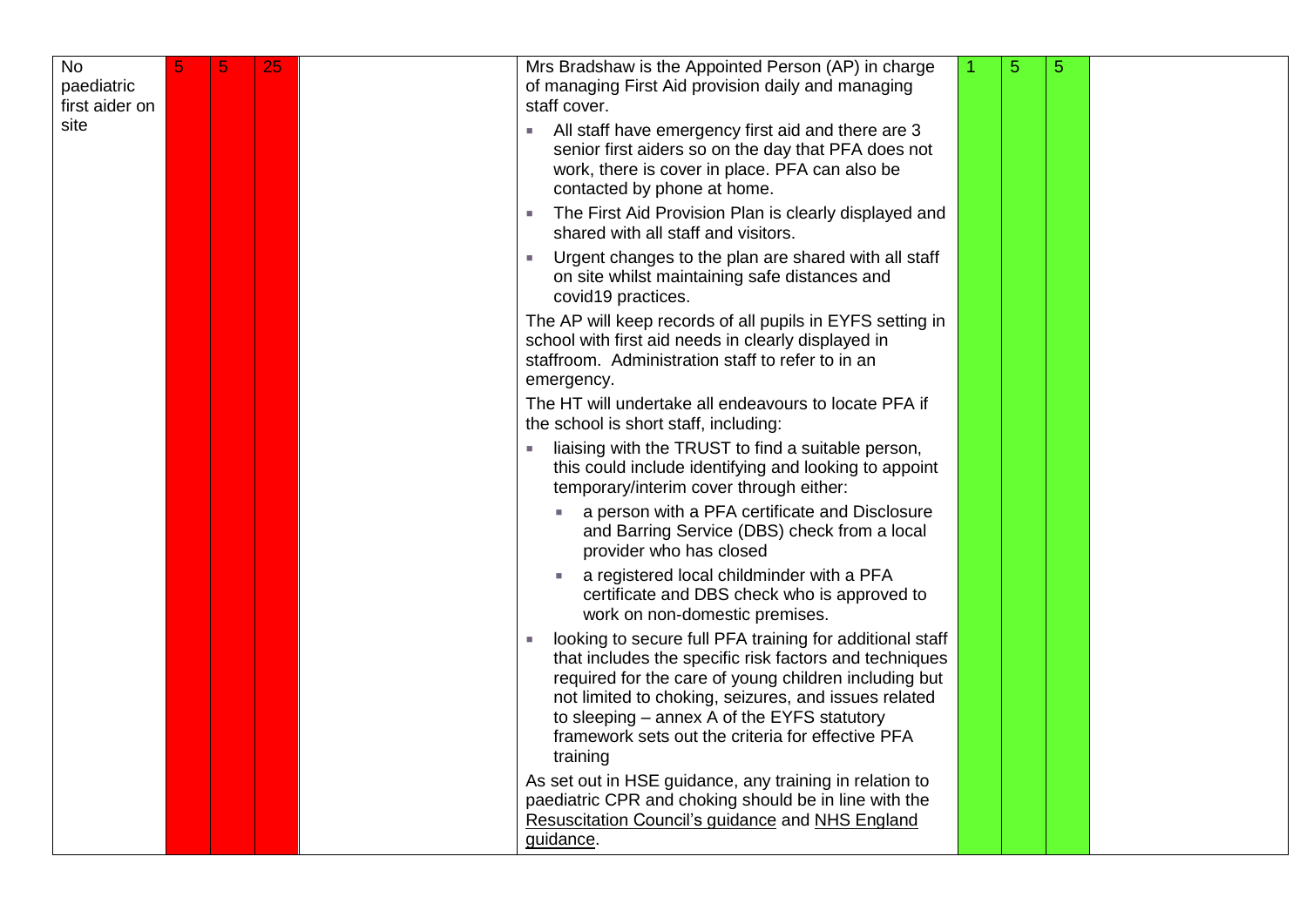| | | | | | | | | | |
|---|---|---|---|---|---|---|---|---|---|
| No paediatric first aider on site | 5 | 5 | 25 | | Mrs Bradshaw is the Appointed Person (AP) in charge of managing First Aid provision daily and managing staff cover.<br>- All staff have emergency first aid and there are 3 senior first aiders so on the day that PFA does not work, there is cover in place. PFA can also be contacted by phone at home.<br>- The First Aid Provision Plan is clearly displayed and shared with all staff and visitors.<br>- Urgent changes to the plan are shared with all staff on site whilst maintaining safe distances and covid19 practices.<br>The AP will keep records of all pupils in EYFS setting in school with first aid needs in clearly displayed in staffroom. Administration staff to refer to in an emergency.<br>The HT will undertake all endeavours to locate PFA if the school is short staff, including:<br>- liaising with the TRUST to find a suitable person, this could include identifying and looking to appoint temporary/interim cover through either:<br>&nbsp;&nbsp;- a person with a PFA certificate and Disclosure and Barring Service (DBS) check from a local provider who has closed<br>&nbsp;&nbsp;- a registered local childminder with a PFA certificate and DBS check who is approved to work on non-domestic premises.<br>- looking to secure full PFA training for additional staff that includes the specific risk factors and techniques required for the care of young children including but not limited to choking, seizures, and issues related to sleeping – annex A of the EYFS statutory framework sets out the criteria for effective PFA training<br>As set out in HSE guidance, any training in relation to paediatric CPR and choking should be in line with the Resuscitation Council's guidance and NHS England guidance. | 1 | 5 | 5 | |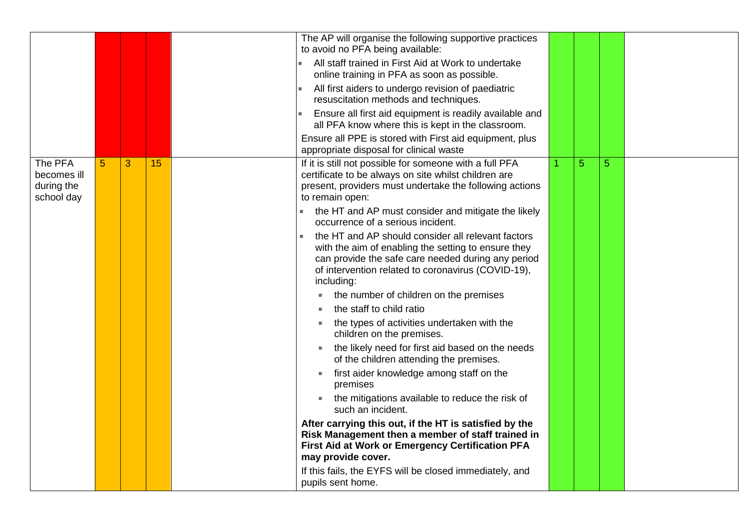| | | | | | | | | | |
|---|---|---|---|---|---|---|---|---|---|
| | | | | | The AP will organise the following supportive practices to avoid no PFA being available:<br>▪ All staff trained in First Aid at Work to undertake online training in PFA as soon as possible.<br>▪ All first aiders to undergo revision of paediatric resuscitation methods and techniques.<br>▪ Ensure all first aid equipment is readily available and all PFA know where this is kept in the classroom.<br>Ensure all PPE is stored with First aid equipment, plus appropriate disposal for clinical waste | | | | |
| The PFA becomes ill during the school day | 5 | 3 | 15 | | If it is still not possible for someone with a full PFA certificate to be always on site whilst children are present, providers must undertake the following actions to remain open:<br>▪ the HT and AP must consider and mitigate the likely occurrence of a serious incident.<br>▪ the HT and AP should consider all relevant factors with the aim of enabling the setting to ensure they can provide the safe care needed during any period of intervention related to coronavirus (COVID-19), including:<br>&nbsp;&nbsp;▪ the number of children on the premises<br>&nbsp;&nbsp;▪ the staff to child ratio<br>&nbsp;&nbsp;▪ the types of activities undertaken with the children on the premises.<br>&nbsp;&nbsp;▪ the likely need for first aid based on the needs of the children attending the premises.<br>&nbsp;&nbsp;▪ first aider knowledge among staff on the premises<br>&nbsp;&nbsp;▪ the mitigations available to reduce the risk of such an incident.<br>**After carrying this out, if the HT is satisfied by the Risk Management then a member of staff trained in First Aid at Work or Emergency Certification PFA may provide cover.**<br>If this fails, the EYFS will be closed immediately, and pupils sent home. | 1 | 5 | 5 | |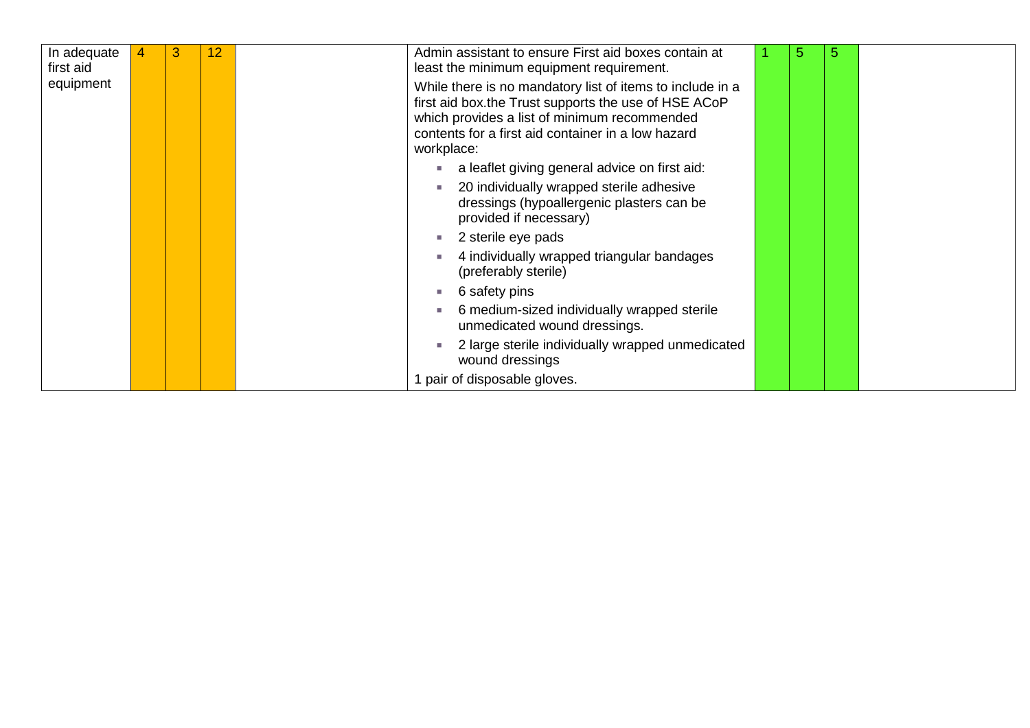| | | | | | | | | | |
|---|---|---|---|---|---|---|---|---|---|
| In adequate first aid equipment | 4 | 3 | 12 | | Admin assistant to ensure First aid boxes contain at least the minimum equipment requirement.<br>While there is no mandatory list of items to include in a first aid box.the Trust supports the use of HSE ACoP which provides a list of minimum recommended contents for a first aid container in a low hazard workplace:<br>▪ a leaflet giving general advice on first aid:<br>▪ 20 individually wrapped sterile adhesive dressings (hypoallergenic plasters can be provided if necessary)<br>▪ 2 sterile eye pads<br>▪ 4 individually wrapped triangular bandages (preferably sterile)<br>▪ 6 safety pins<br>▪ 6 medium-sized individually wrapped sterile unmedicated wound dressings.<br>▪ 2 large sterile individually wrapped unmedicated wound dressings<br>1 pair of disposable gloves. | 1 | 5 | 5 | |